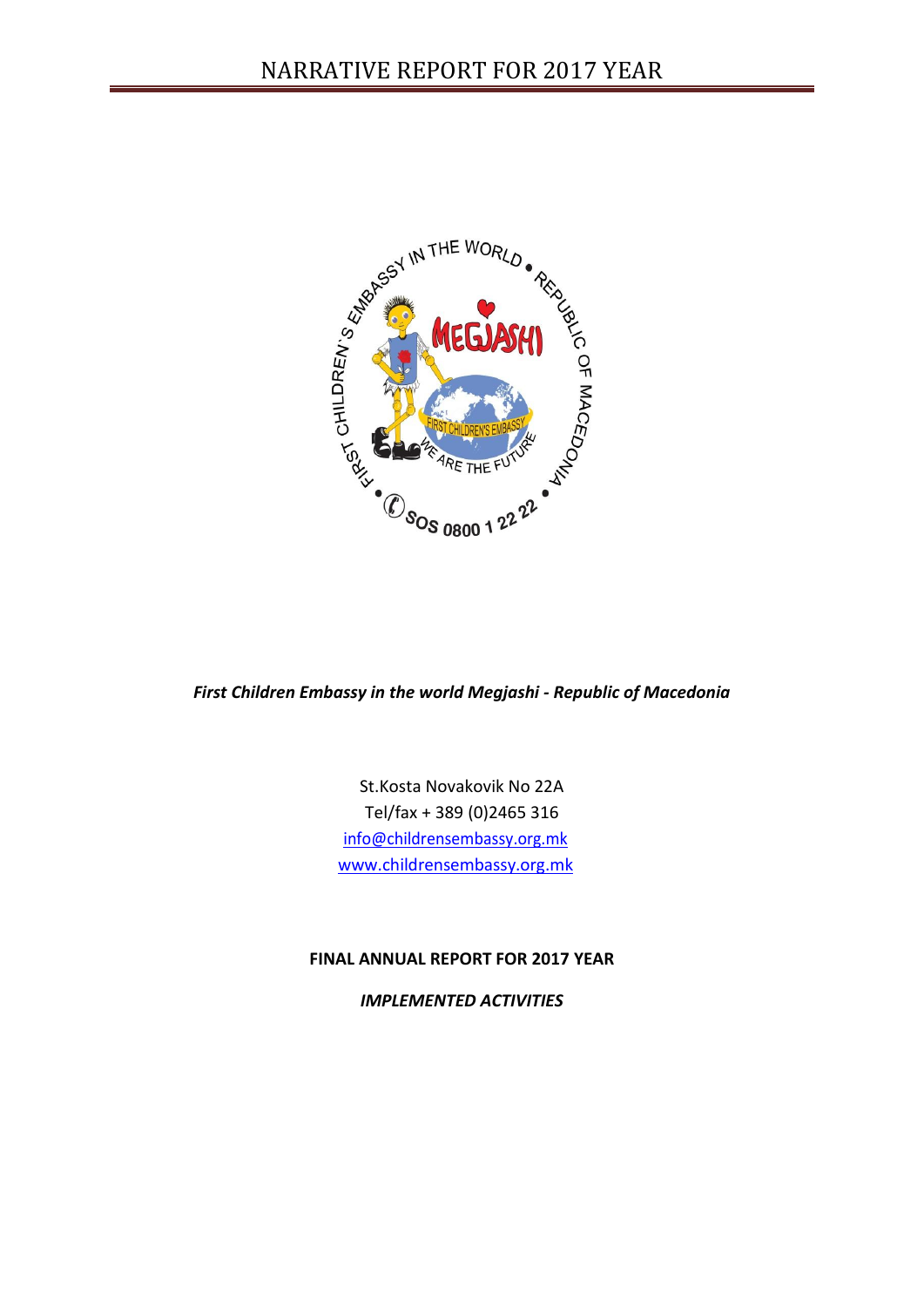*First Children Embassy in the world Megjashi - Republic of Macedonia*

St.Kosta Novakovik No 22A
Tel/fax + 389 (0)2465 316
info@childrensembassy.org.mk
www.childrensembassy.org.mk

**FINAL ANNUAL REPORT FOR 2017 YEAR**

***IMPLEMENTED ACTIVITIES***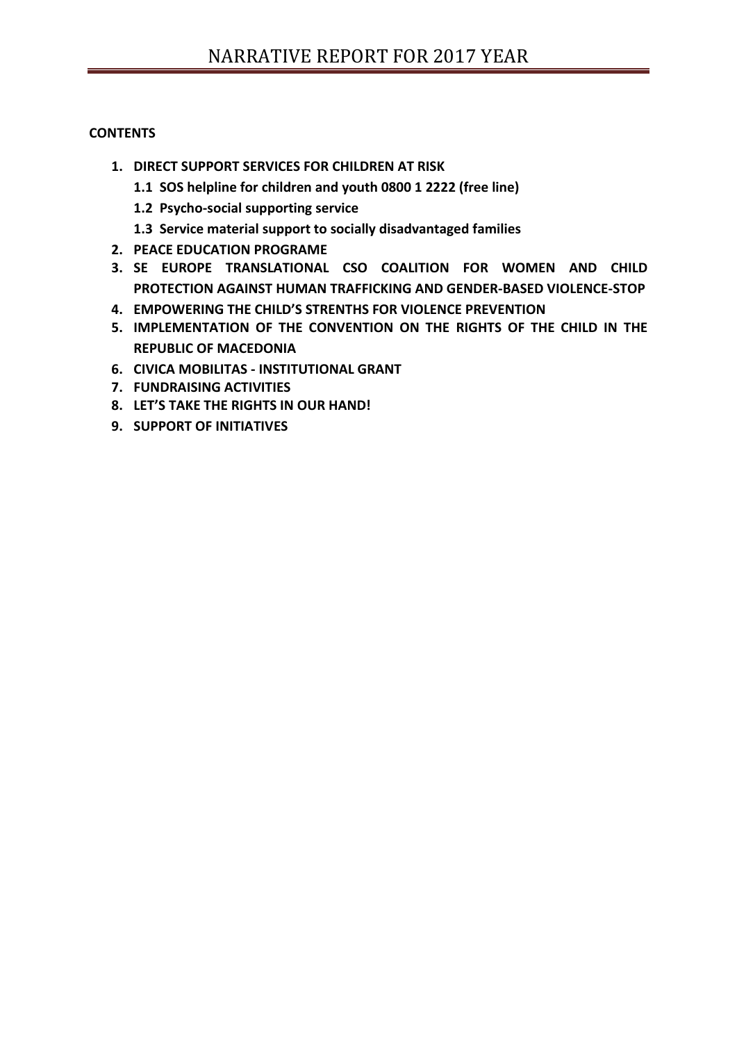**CONTENTS**

1. **DIRECT SUPPORT SERVICES FOR CHILDREN AT RISK**
   1.1 **SOS helpline for children and youth 0800 1 2222 (free line)**
   1.2 **Psycho-social supporting service**
   1.3 **Service material support to socially disadvantaged families**
2. **PEACE EDUCATION PROGRAME**
3. **SE EUROPE TRANSLATIONAL CSO COALITION FOR WOMEN AND CHILD PROTECTION AGAINST HUMAN TRAFFICKING AND GENDER-BASED VIOLENCE-STOP**
4. **EMPOWERING THE CHILD'S STRENTHS FOR VIOLENCE PREVENTION**
5. **IMPLEMENTATION OF THE CONVENTION ON THE RIGHTS OF THE CHILD IN THE REPUBLIC OF MACEDONIA**
6. **CIVICA MOBILITAS - INSTITUTIONAL GRANT**
7. **FUNDRAISING ACTIVITIES**
8. **LET'S TAKE THE RIGHTS IN OUR HAND!**
9. **SUPPORT OF INITIATIVES**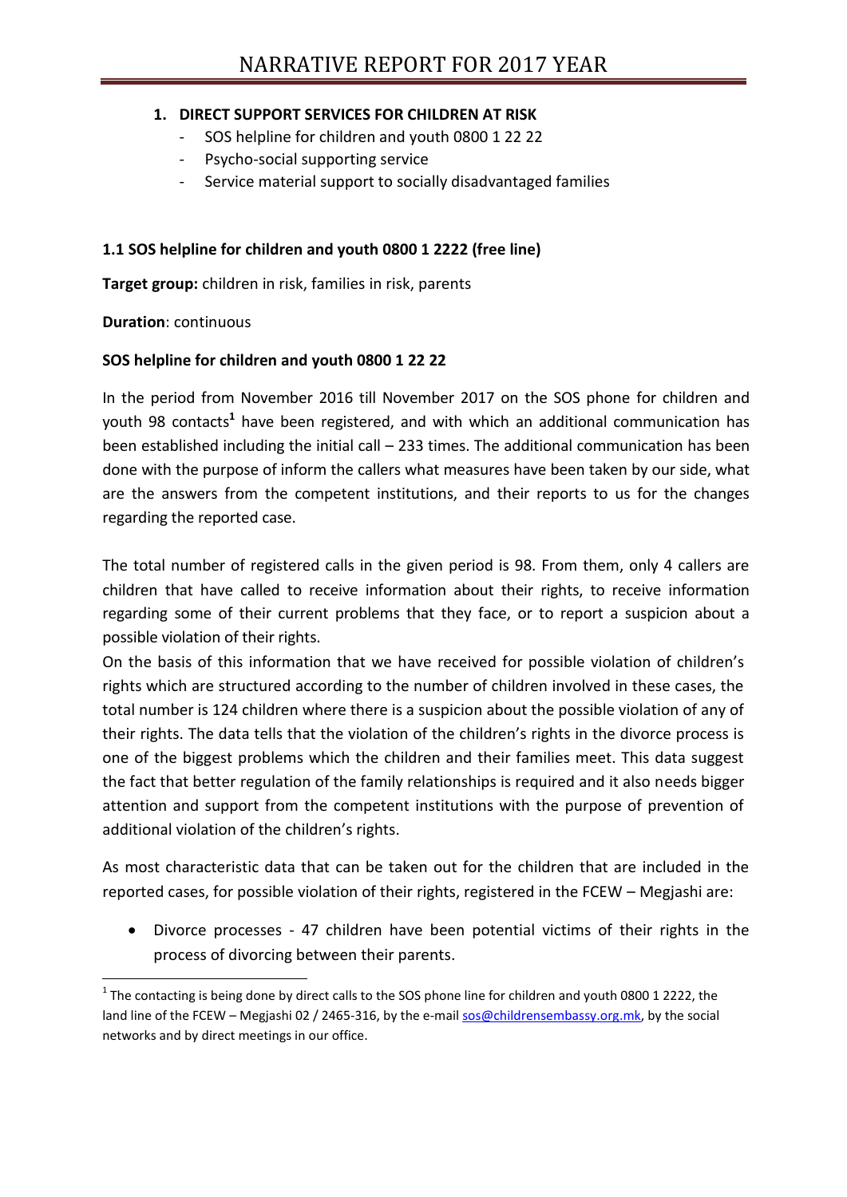# NARRATIVE REPORT FOR 2017 YEAR

1. **DIRECT SUPPORT SERVICES FOR CHILDREN AT RISK**
   - SOS helpline for children and youth 0800 1 22 22
   - Psycho-social supporting service
   - Service material support to socially disadvantaged families

### 1.1 SOS helpline for children and youth 0800 1 2222 (free line)

**Target group:** children in risk, families in risk, parents

**Duration**: continuous

**SOS helpline for children and youth 0800 1 22 22**

In the period from November 2016 till November 2017 on the SOS phone for children and youth 98 contacts[1] have been registered, and with which an additional communication has been established including the initial call – 233 times. The additional communication has been done with the purpose of inform the callers what measures have been taken by our side, what are the answers from the competent institutions, and their reports to us for the changes regarding the reported case.

The total number of registered calls in the given period is 98. From them, only 4 callers are children that have called to receive information about their rights, to receive information regarding some of their current problems that they face, or to report a suspicion about a possible violation of their rights.

On the basis of this information that we have received for possible violation of children's rights which are structured according to the number of children involved in these cases, the total number is 124 children where there is a suspicion about the possible violation of any of their rights. The data tells that the violation of the children's rights in the divorce process is one of the biggest problems which the children and their families meet. This data suggest the fact that better regulation of the family relationships is required and it also needs bigger attention and support from the competent institutions with the purpose of prevention of additional violation of the children's rights.

As most characteristic data that can be taken out for the children that are included in the reported cases, for possible violation of their rights, registered in the FCEW – Megjashi are:

- Divorce processes - 47 children have been potential victims of their rights in the process of divorcing between their parents.

[1] The contacting is being done by direct calls to the SOS phone line for children and youth 0800 1 2222, the land line of the FCEW – Megjashi 02 / 2465-316, by the e-mail sos@childrensembassy.org.mk, by the social networks and by direct meetings in our office.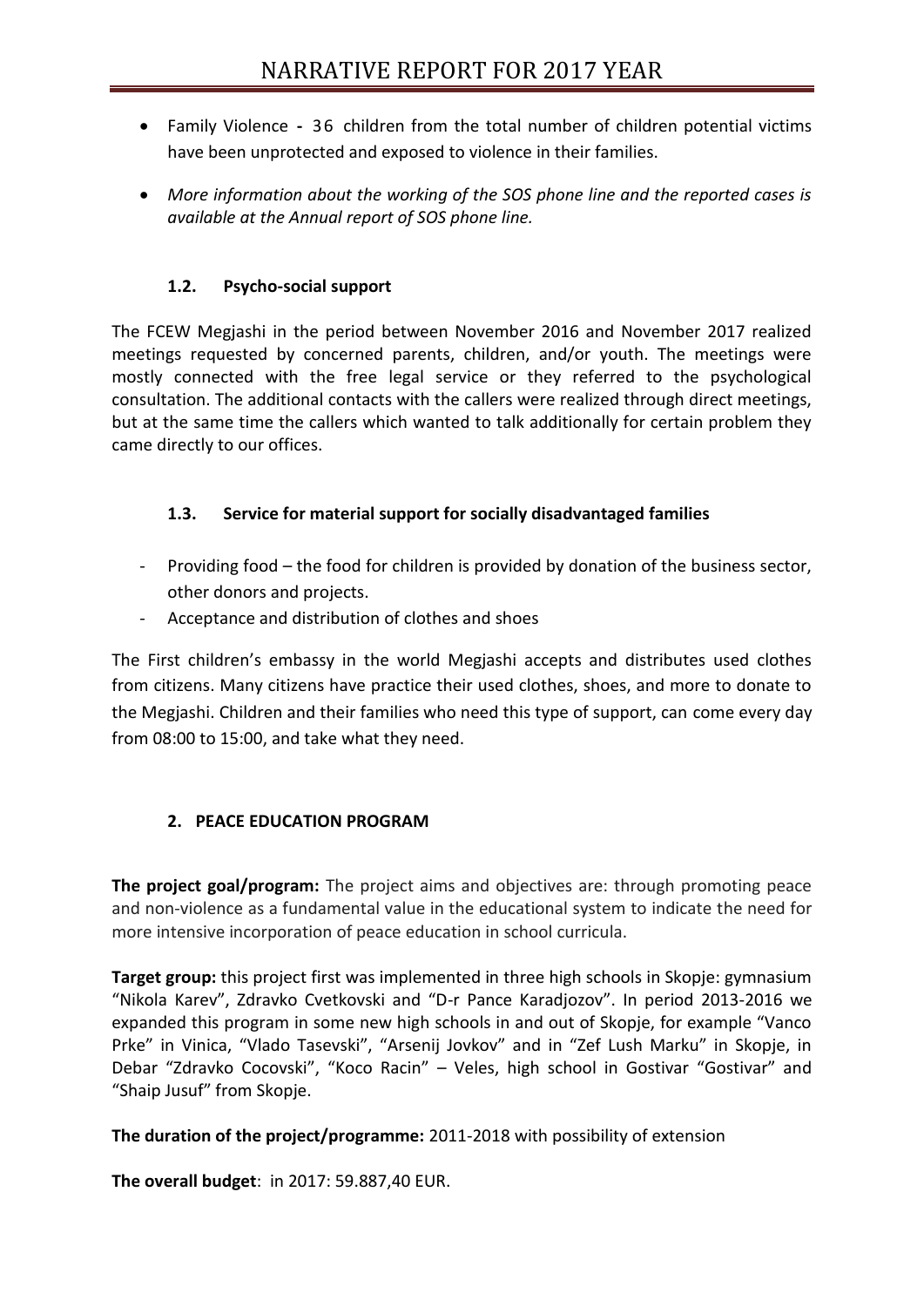- Family Violence - 36 children from the total number of children potential victims have been unprotected and exposed to violence in their families.
- *More information about the working of the SOS phone line and the reported cases is available at the Annual report of SOS phone line.*

### 1.2. Psycho-social support

The FCEW Megjashi in the period between November 2016 and November 2017 realized meetings requested by concerned parents, children, and/or youth. The meetings were mostly connected with the free legal service or they referred to the psychological consultation. The additional contacts with the callers were realized through direct meetings, but at the same time the callers which wanted to talk additionally for certain problem they came directly to our offices.

### 1.3. Service for material support for socially disadvantaged families

- Providing food – the food for children is provided by donation of the business sector, other donors and projects.
- Acceptance and distribution of clothes and shoes

The First children's embassy in the world Megjashi accepts and distributes used clothes from citizens. Many citizens have practice their used clothes, shoes, and more to donate to the Megjashi. Children and their families who need this type of support, can come every day from 08:00 to 15:00, and take what they need.

## 2. PEACE EDUCATION PROGRAM

**The project goal/program:** The project aims and objectives are: through promoting peace and non-violence as a fundamental value in the educational system to indicate the need for more intensive incorporation of peace education in school curricula.

**Target group:** this project first was implemented in three high schools in Skopje: gymnasium "Nikola Karev", Zdravko Cvetkovski and "D-r Pance Karadjozov". In period 2013-2016 we expanded this program in some new high schools in and out of Skopje, for example "Vanco Prke" in Vinica, "Vlado Tasevski", "Arsenij Jovkov" and in "Zef Lush Marku" in Skopje, in Debar "Zdravko Cocovski", "Koco Racin" – Veles, high school in Gostivar "Gostivar" and "Shaip Jusuf" from Skopje.

**The duration of the project/programme:** 2011-2018 with possibility of extension

**The overall budget**: in 2017: 59.887,40 EUR.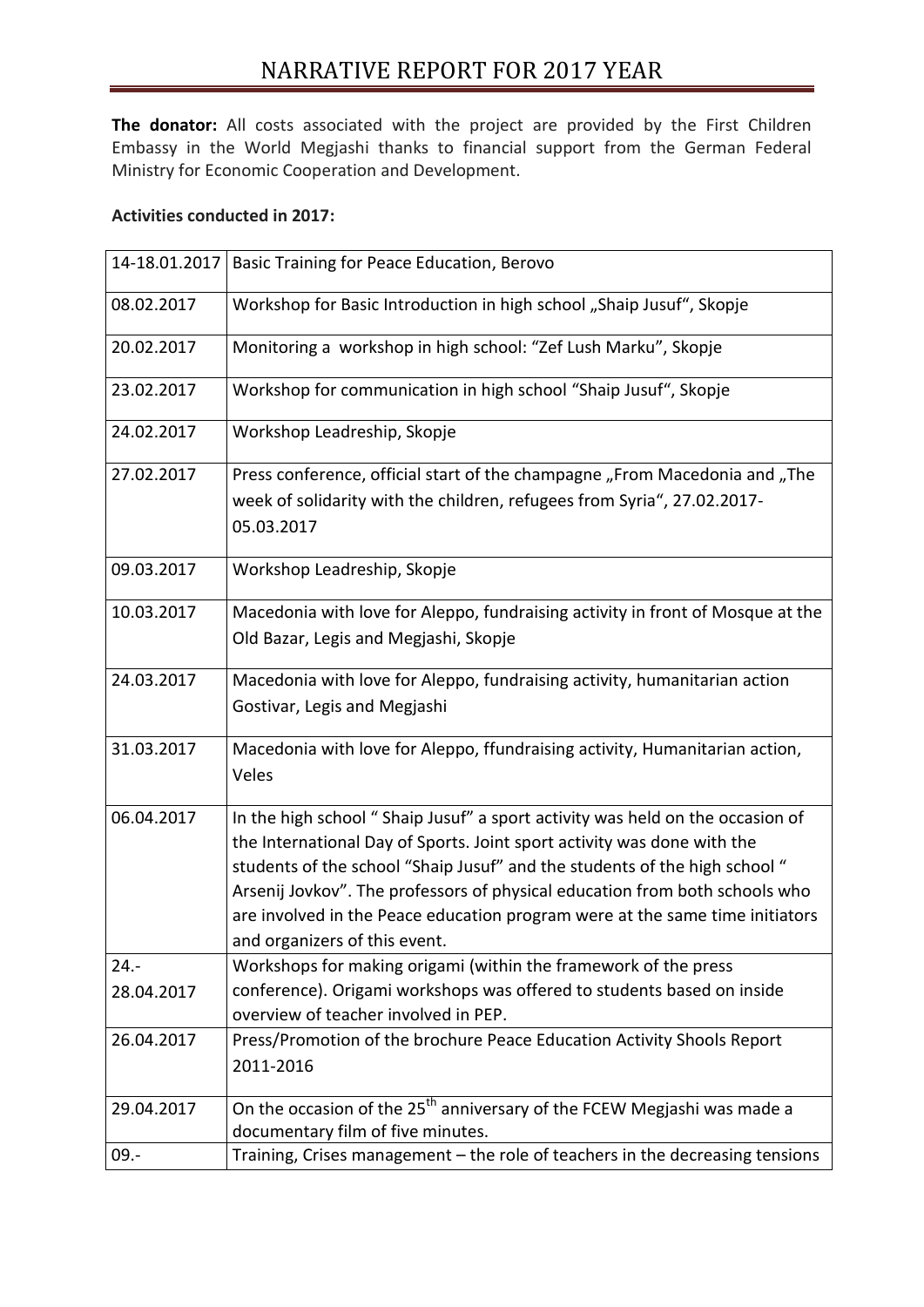# NARRATIVE REPORT FOR 2017 YEAR

**The donator:** All costs associated with the project are provided by the First Children Embassy in the World Megjashi thanks to financial support from the German Federal Ministry for Economic Cooperation and Development.

**Activities conducted in 2017:**

| | |
|---|---|
| 14-18.01.2017 | Basic Training for Peace Education, Berovo |
| 08.02.2017 | Workshop for Basic Introduction in high school „Shaip Jusuf", Skopje |
| 20.02.2017 | Monitoring a workshop in high school: "Zef Lush Marku", Skopje |
| 23.02.2017 | Workshop for communication in high school "Shaip Jusuf", Skopje |
| 24.02.2017 | Workshop Leadreship, Skopje |
| 27.02.2017 | Press conference, official start of the champagne „From Macedonia and „The week of solidarity with the children, refugees from Syria", 27.02.2017-05.03.2017 |
| 09.03.2017 | Workshop Leadreship, Skopje |
| 10.03.2017 | Macedonia with love for Aleppo, fundraising activity in front of Mosque at the Old Bazar, Legis and Megjashi, Skopje |
| 24.03.2017 | Macedonia with love for Aleppo, fundraising activity, humanitarian action Gostivar, Legis and Megjashi |
| 31.03.2017 | Macedonia with love for Aleppo, ffundraising activity, Humanitarian action, Veles |
| 06.04.2017 | In the high school " Shaip Jusuf" a sport activity was held on the occasion of the International Day of Sports. Joint sport activity was done with the students of the school "Shaip Jusuf" and the students of the high school " Arsenij Jovkov". The professors of physical education from both schools who are involved in the Peace education program were at the same time initiators and organizers of this event. |
| 24.-28.04.2017 | Workshops for making origami (within the framework of the press conference). Origami workshops was offered to students based on inside overview of teacher involved in PEP. |
| 26.04.2017 | Press/Promotion of the brochure Peace Education Activity Shools Report 2011-2016 |
| 29.04.2017 | On the occasion of the 25th anniversary of the FCEW Megjashi was made a documentary film of five minutes. |
| 09.- | Training, Crises management – the role of teachers in the decreasing tensions |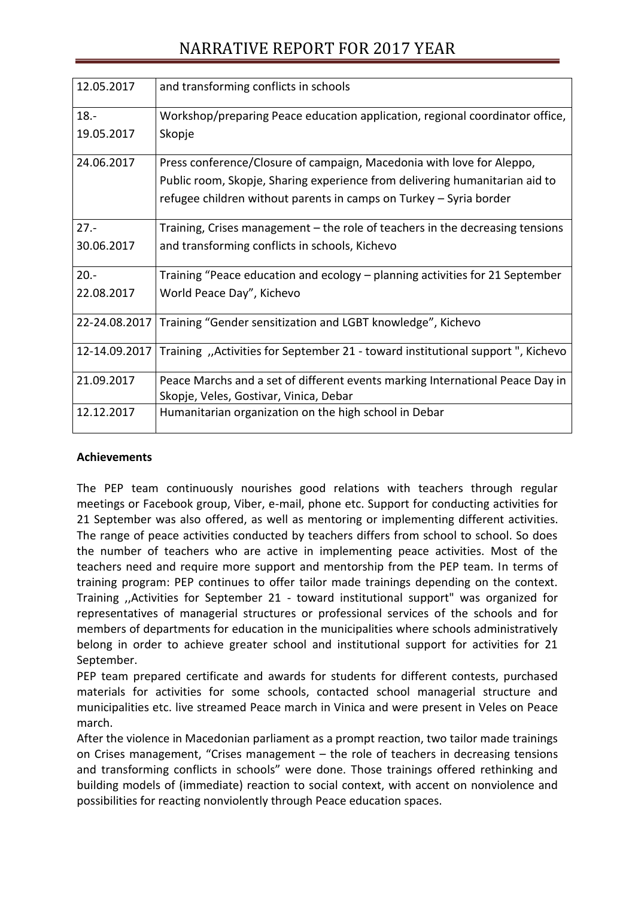| 12.05.2017 | and transforming conflicts in schools |
|---|---|
| 18.-19.05.2017 | Workshop/preparing Peace education application, regional coordinator office, Skopje |
| 24.06.2017 | Press conference/Closure of campaign, Macedonia with love for Aleppo, Public room, Skopje, Sharing experience from delivering humanitarian aid to refugee children without parents in camps on Turkey – Syria border |
| 27.-30.06.2017 | Training, Crises management – the role of teachers in the decreasing tensions and transforming conflicts in schools, Kichevo |
| 20.-22.08.2017 | Training "Peace education and ecology – planning activities for 21 September World Peace Day", Kichevo |
| 22-24.08.2017 | Training "Gender sensitization and LGBT knowledge", Kichevo |
| 12-14.09.2017 | Training ,,Activities for September 21 - toward institutional support ", Kichevo |
| 21.09.2017 | Peace Marchs and a set of different events marking International Peace Day in Skopje, Veles, Gostivar, Vinica, Debar |
| 12.12.2017 | Humanitarian organization on the high school in Debar |

**Achievements**

The PEP team continuously nourishes good relations with teachers through regular meetings or Facebook group, Viber, e-mail, phone etc. Support for conducting activities for 21 September was also offered, as well as mentoring or implementing different activities. The range of peace activities conducted by teachers differs from school to school. So does the number of teachers who are active in implementing peace activities. Most of the teachers need and require more support and mentorship from the PEP team. In terms of training program: PEP continues to offer tailor made trainings depending on the context. Training ,,Activities for September 21 - toward institutional support" was organized for representatives of managerial structures or professional services of the schools and for members of departments for education in the municipalities where schools administratively belong in order to achieve greater school and institutional support for activities for 21 September.

PEP team prepared certificate and awards for students for different contests, purchased materials for activities for some schools, contacted school managerial structure and municipalities etc. live streamed Peace march in Vinica and were present in Veles on Peace march.

After the violence in Macedonian parliament as a prompt reaction, two tailor made trainings on Crises management, "Crises management – the role of teachers in decreasing tensions and transforming conflicts in schools" were done. Those trainings offered rethinking and building models of (immediate) reaction to social context, with accent on nonviolence and possibilities for reacting nonviolently through Peace education spaces.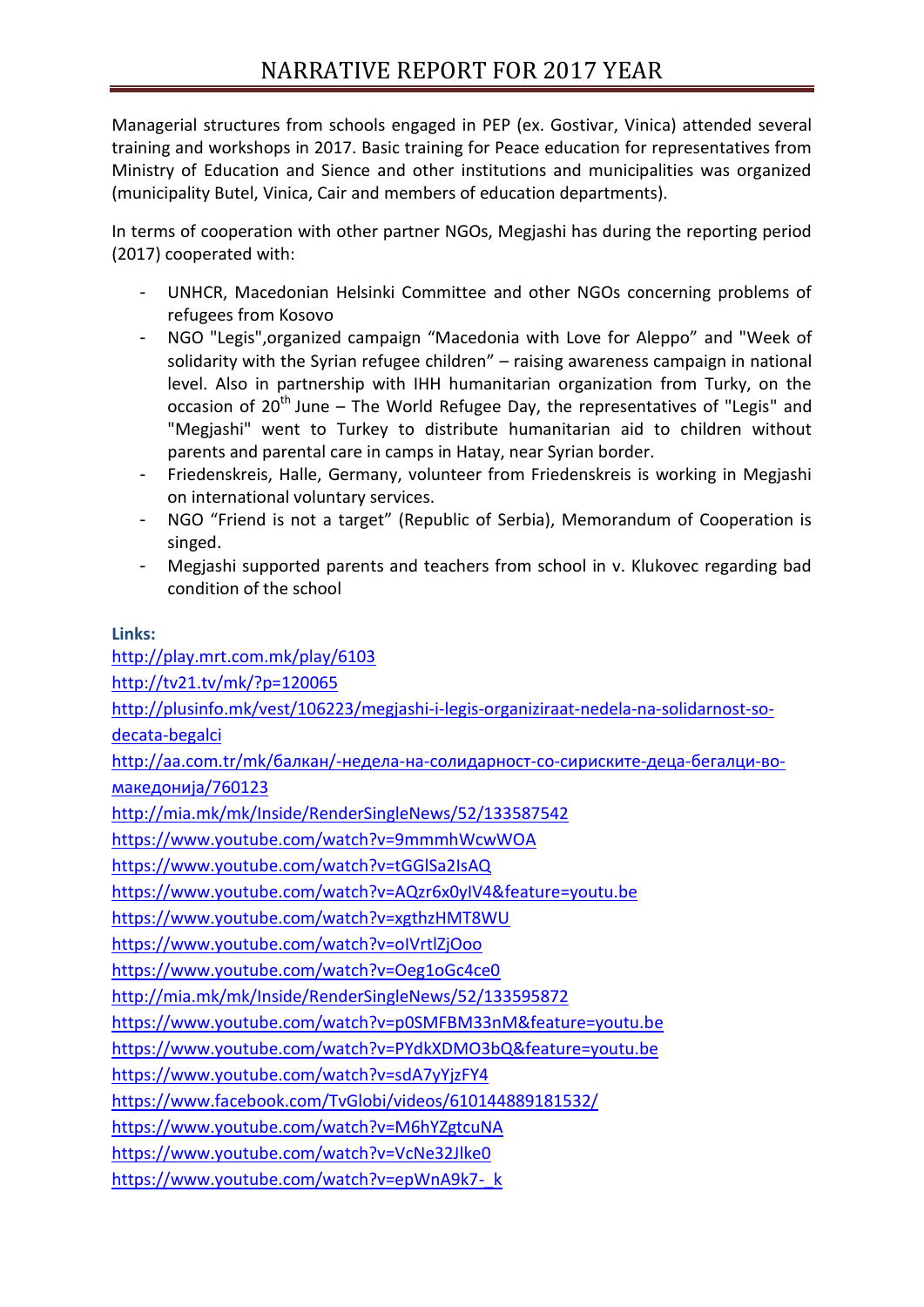# NARRATIVE REPORT FOR 2017 YEAR

Managerial structures from schools engaged in PEP (ex. Gostivar, Vinica) attended several training and workshops in 2017. Basic training for Peace education for representatives from Ministry of Education and Sience and other institutions and municipalities was organized (municipality Butel, Vinica, Cair and members of education departments).

In terms of cooperation with other partner NGOs, Megjashi has during the reporting period (2017) cooperated with:

- UNHCR, Macedonian Helsinki Committee and other NGOs concerning problems of refugees from Kosovo
- NGO "Legis",organized campaign "Macedonia with Love for Aleppo" and "Week of solidarity with the Syrian refugee children" – raising awareness campaign in national level. Also in partnership with IHH humanitarian organization from Turky, on the occasion of 20th June – The World Refugee Day, the representatives of "Legis" and "Megjashi" went to Turkey to distribute humanitarian aid to children without parents and parental care in camps in Hatay, near Syrian border.
- Friedenskreis, Halle, Germany, volunteer from Friedenskreis is working in Megjashi on international voluntary services.
- NGO "Friend is not a target" (Republic of Serbia), Memorandum of Cooperation is singed.
- Megjashi supported parents and teachers from school in v. Klukovec regarding bad condition of the school

**Links:**

http://play.mrt.com.mk/play/6103
http://tv21.tv/mk/?p=120065
http://plusinfo.mk/vest/106223/megjashi-i-legis-organiziraat-nedela-na-solidarnost-so-decata-begalci
http://aa.com.tr/mk/балкан/-недела-на-солидарност-со-сириските-деца-бегалци-во-македонија/760123
http://mia.mk/mk/Inside/RenderSingleNews/52/133587542
https://www.youtube.com/watch?v=9mmmhWcwWOA
https://www.youtube.com/watch?v=tGGlSa2IsAQ
https://www.youtube.com/watch?v=AQzr6x0yIV4&feature=youtu.be
https://www.youtube.com/watch?v=xgthzHMT8WU
https://www.youtube.com/watch?v=oIVrtlZjOoo
https://www.youtube.com/watch?v=Oeg1oGc4ce0
http://mia.mk/mk/Inside/RenderSingleNews/52/133595872
https://www.youtube.com/watch?v=p0SMFBM33nM&feature=youtu.be
https://www.youtube.com/watch?v=PYdkXDMO3bQ&feature=youtu.be
https://www.youtube.com/watch?v=sdA7yYjzFY4
https://www.facebook.com/TvGlobi/videos/610144889181532/
https://www.youtube.com/watch?v=M6hYZgtcuNA
https://www.youtube.com/watch?v=VcNe32Jlke0
https://www.youtube.com/watch?v=epWnA9k7-_k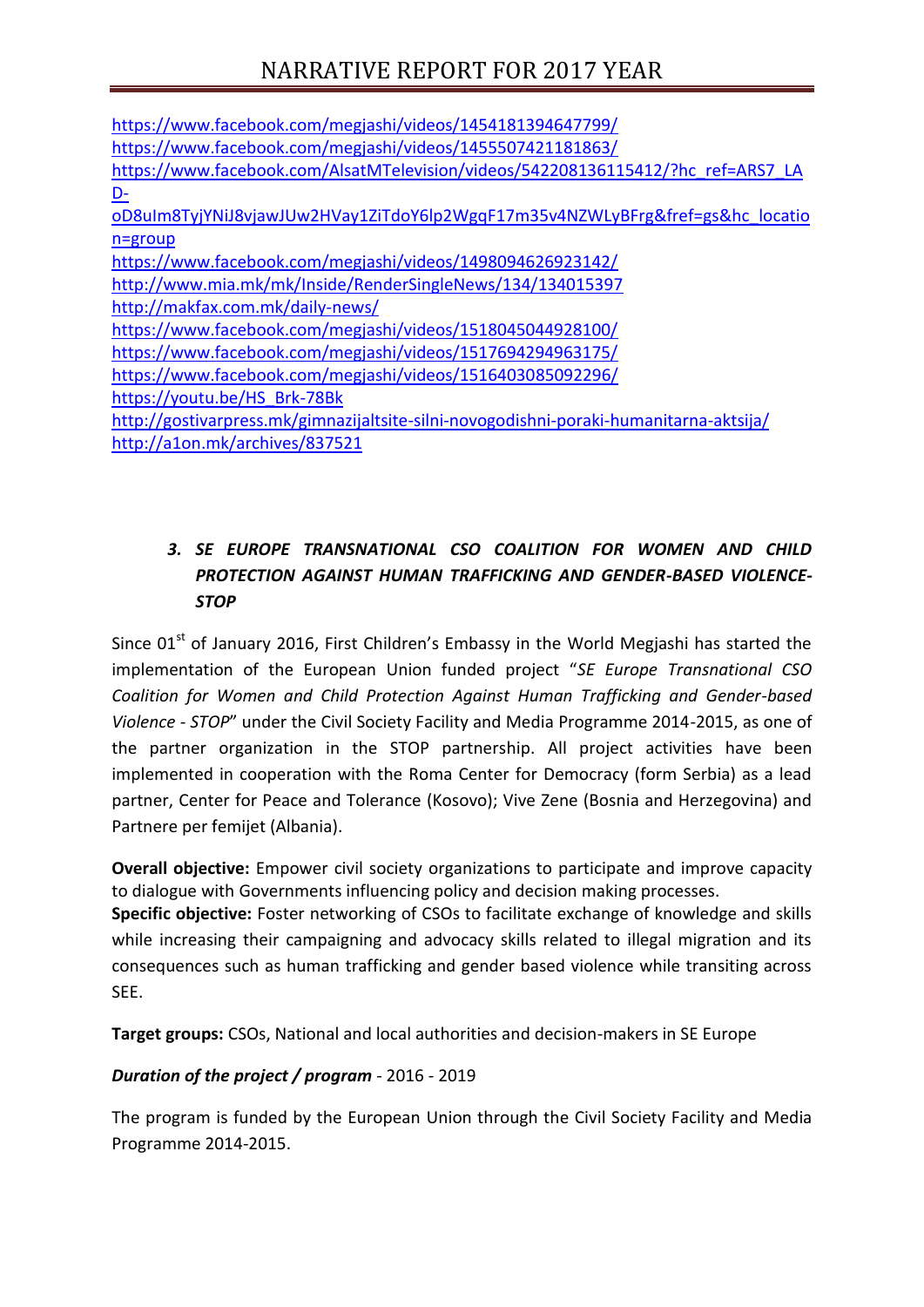https://www.facebook.com/megjashi/videos/1454181394647799/
https://www.facebook.com/megjashi/videos/1455507421181863/
https://www.facebook.com/AlsatMTelevision/videos/542208136115412/?hc_ref=ARS7_LAD-oD8uIm8TyjYNiJ8vjawJUw2HVay1ZiTdoY6lp2WgqF17m35v4NZWLyBFrg&fref=gs&hc_location=group
https://www.facebook.com/megjashi/videos/1498094626923142/
http://www.mia.mk/mk/Inside/RenderSingleNews/134/134015397
http://makfax.com.mk/daily-news/
https://www.facebook.com/megjashi/videos/1518045044928100/
https://www.facebook.com/megjashi/videos/1517694294963175/
https://www.facebook.com/megjashi/videos/1516403085092296/
https://youtu.be/HS_Brk-78Bk
http://gostivarpress.mk/gimnazijaltsite-silni-novogodishni-poraki-humanitarna-aktsija/
http://a1on.mk/archives/837521

### *3. SE EUROPE TRANSNATIONAL CSO COALITION FOR WOMEN AND CHILD PROTECTION AGAINST HUMAN TRAFFICKING AND GENDER-BASED VIOLENCE- STOP*

Since 01st of January 2016, First Children's Embassy in the World Megjashi has started the implementation of the European Union funded project "*SE Europe Transnational CSO Coalition for Women and Child Protection Against Human Trafficking and Gender-based Violence - STOP*" under the Civil Society Facility and Media Programme 2014-2015, as one of the partner organization in the STOP partnership. All project activities have been implemented in cooperation with the Roma Center for Democracy (form Serbia) as a lead partner, Center for Peace and Tolerance (Kosovo); Vive Zene (Bosnia and Herzegovina) and Partnere per femijet (Albania).

**Overall objective:** Empower civil society organizations to participate and improve capacity to dialogue with Governments influencing policy and decision making processes.
**Specific objective:** Foster networking of CSOs to facilitate exchange of knowledge and skills while increasing their campaigning and advocacy skills related to illegal migration and its consequences such as human trafficking and gender based violence while transiting across SEE.

**Target groups:** CSOs, National and local authorities and decision-makers in SE Europe

***Duration of the project / program*** - 2016 - 2019

The program is funded by the European Union through the Civil Society Facility and Media Programme 2014-2015.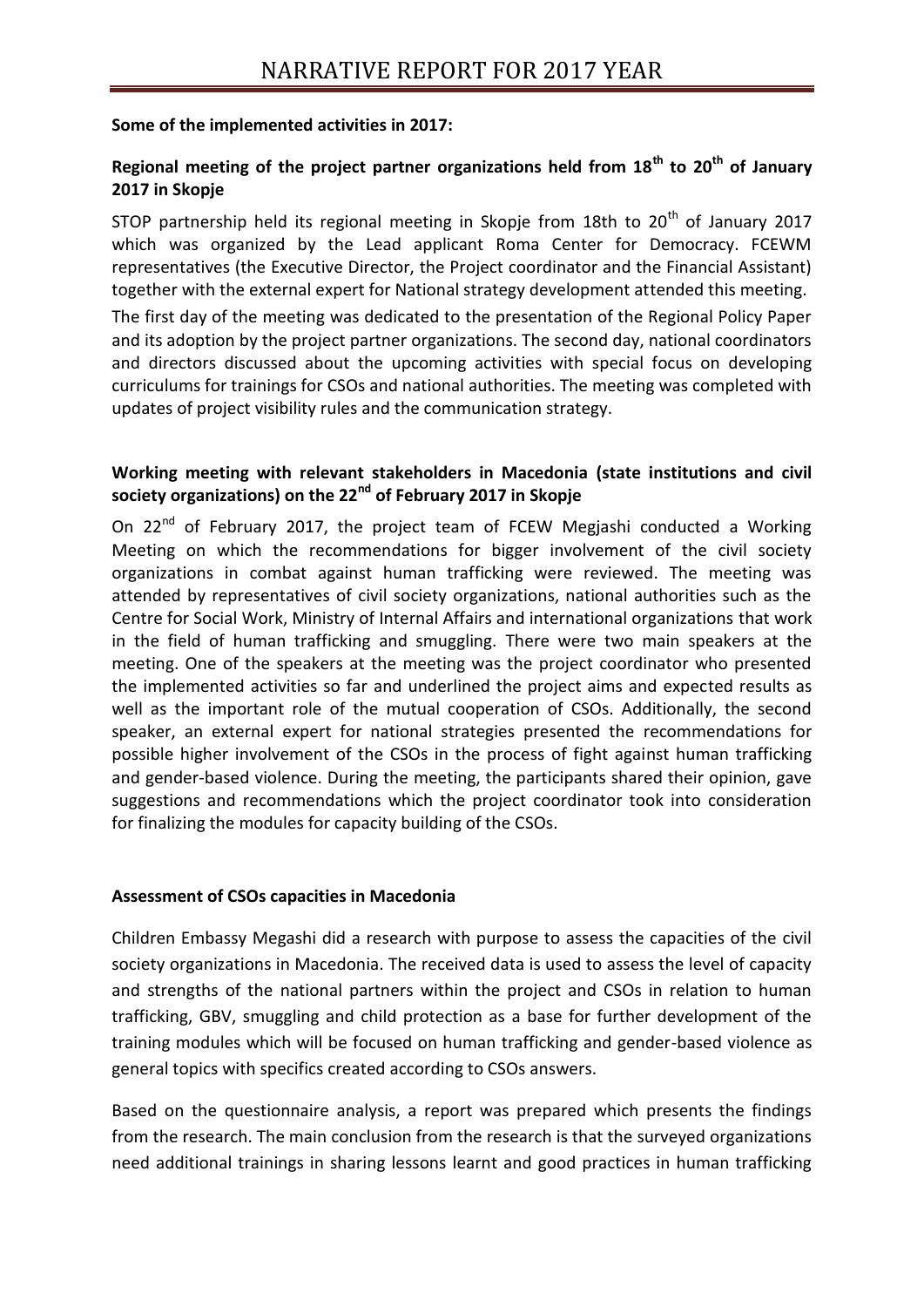**Some of the implemented activities in 2017:**

**Regional meeting of the project partner organizations held from 18th to 20th of January 2017 in Skopje**

STOP partnership held its regional meeting in Skopje from 18th to 20th of January 2017 which was organized by the Lead applicant Roma Center for Democracy. FCEWM representatives (the Executive Director, the Project coordinator and the Financial Assistant) together with the external expert for National strategy development attended this meeting.

The first day of the meeting was dedicated to the presentation of the Regional Policy Paper and its adoption by the project partner organizations. The second day, national coordinators and directors discussed about the upcoming activities with special focus on developing curriculums for trainings for CSOs and national authorities. The meeting was completed with updates of project visibility rules and the communication strategy.

**Working meeting with relevant stakeholders in Macedonia (state institutions and civil society organizations) on the 22nd of February 2017 in Skopje**

On 22nd of February 2017, the project team of FCEW Megjashi conducted a Working Meeting on which the recommendations for bigger involvement of the civil society organizations in combat against human trafficking were reviewed. The meeting was attended by representatives of civil society organizations, national authorities such as the Centre for Social Work, Ministry of Internal Affairs and international organizations that work in the field of human trafficking and smuggling. There were two main speakers at the meeting. One of the speakers at the meeting was the project coordinator who presented the implemented activities so far and underlined the project aims and expected results as well as the important role of the mutual cooperation of CSOs. Additionally, the second speaker, an external expert for national strategies presented the recommendations for possible higher involvement of the CSOs in the process of fight against human trafficking and gender-based violence. During the meeting, the participants shared their opinion, gave suggestions and recommendations which the project coordinator took into consideration for finalizing the modules for capacity building of the CSOs.

**Assessment of CSOs capacities in Macedonia**

Children Embassy Megashi did a research with purpose to assess the capacities of the civil society organizations in Macedonia. The received data is used to assess the level of capacity and strengths of the national partners within the project and CSOs in relation to human trafficking, GBV, smuggling and child protection as a base for further development of the training modules which will be focused on human trafficking and gender-based violence as general topics with specifics created according to CSOs answers.

Based on the questionnaire analysis, a report was prepared which presents the findings from the research. The main conclusion from the research is that the surveyed organizations need additional trainings in sharing lessons learnt and good practices in human trafficking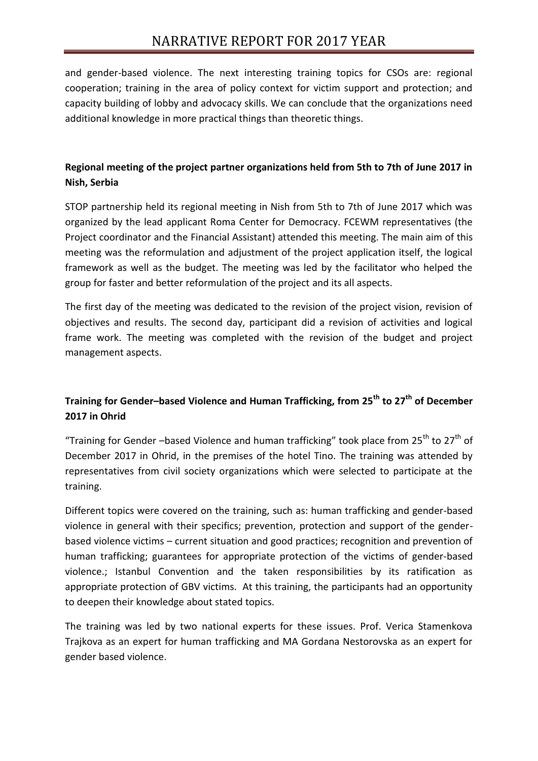and gender-based violence. The next interesting training topics for CSOs are: regional cooperation; training in the area of policy context for victim support and protection; and capacity building of lobby and advocacy skills. We can conclude that the organizations need additional knowledge in more practical things than theoretic things.

**Regional meeting of the project partner organizations held from 5th to 7th of June 2017 in Nish, Serbia**

STOP partnership held its regional meeting in Nish from 5th to 7th of June 2017 which was organized by the lead applicant Roma Center for Democracy. FCEWM representatives (the Project coordinator and the Financial Assistant) attended this meeting. The main aim of this meeting was the reformulation and adjustment of the project application itself, the logical framework as well as the budget. The meeting was led by the facilitator who helped the group for faster and better reformulation of the project and its all aspects.

The first day of the meeting was dedicated to the revision of the project vision, revision of objectives and results. The second day, participant did a revision of activities and logical frame work. The meeting was completed with the revision of the budget and project management aspects.

**Training for Gender–based Violence and Human Trafficking, from 25th to 27th of December 2017 in Ohrid**

"Training for Gender –based Violence and human trafficking" took place from 25th to 27th of December 2017 in Ohrid, in the premises of the hotel Tino. The training was attended by representatives from civil society organizations which were selected to participate at the training.

Different topics were covered on the training, such as: human trafficking and gender-based violence in general with their specifics; prevention, protection and support of the gender-based violence victims – current situation and good practices; recognition and prevention of human trafficking; guarantees for appropriate protection of the victims of gender-based violence.; Istanbul Convention and the taken responsibilities by its ratification as appropriate protection of GBV victims. At this training, the participants had an opportunity to deepen their knowledge about stated topics.

The training was led by two national experts for these issues. Prof. Verica Stamenkova Trajkova as an expert for human trafficking and MA Gordana Nestorovska as an expert for gender based violence.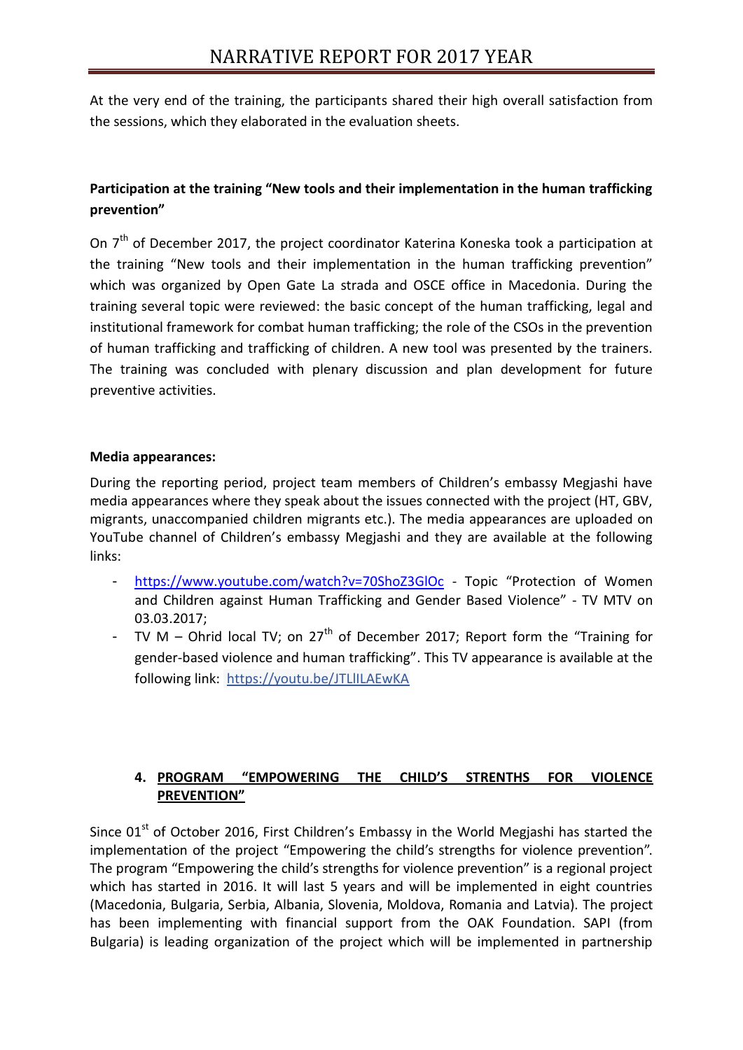At the very end of the training, the participants shared their high overall satisfaction from the sessions, which they elaborated in the evaluation sheets.

**Participation at the training "New tools and their implementation in the human trafficking prevention"**

On 7th of December 2017, the project coordinator Katerina Koneska took a participation at the training "New tools and their implementation in the human trafficking prevention" which was organized by Open Gate La strada and OSCE office in Macedonia. During the training several topic were reviewed: the basic concept of the human trafficking, legal and institutional framework for combat human trafficking; the role of the CSOs in the prevention of human trafficking and trafficking of children. A new tool was presented by the trainers. The training was concluded with plenary discussion and plan development for future preventive activities.

**Media appearances:**

During the reporting period, project team members of Children's embassy Megjashi have media appearances where they speak about the issues connected with the project (HT, GBV, migrants, unaccompanied children migrants etc.). The media appearances are uploaded on YouTube channel of Children's embassy Megjashi and they are available at the following links:

- https://www.youtube.com/watch?v=70ShoZ3GlOc - Topic "Protection of Women and Children against Human Trafficking and Gender Based Violence" - TV MTV on 03.03.2017;
- TV M – Ohrid local TV; on 27th of December 2017; Report form the "Training for gender-based violence and human trafficking". This TV appearance is available at the following link: https://youtu.be/JTLlILAEwKA

## 4. PROGRAM "EMPOWERING THE CHILD'S STRENTHS FOR VIOLENCE PREVENTION"

Since 01st of October 2016, First Children's Embassy in the World Megjashi has started the implementation of the project "Empowering the child's strengths for violence prevention". The program "Empowering the child's strengths for violence prevention" is a regional project which has started in 2016. It will last 5 years and will be implemented in eight countries (Macedonia, Bulgaria, Serbia, Albania, Slovenia, Moldova, Romania and Latvia). The project has been implementing with financial support from the OAK Foundation. SAPI (from Bulgaria) is leading organization of the project which will be implemented in partnership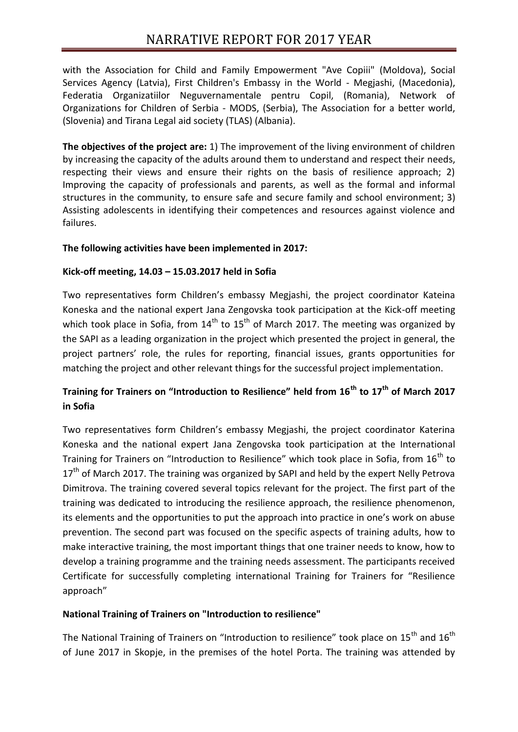with the Association for Child and Family Empowerment "Ave Copiii" (Moldova), Social Services Agency (Latvia), First Children's Embassy in the World - Megjashi, (Macedonia), Federatia Organizatiilor Neguvernamentale pentru Copil, (Romania), Network of Organizations for Children of Serbia - MODS, (Serbia), The Association for a better world, (Slovenia) and Tirana Legal aid society (TLAS) (Albania).

**The objectives of the project are:** 1) The improvement of the living environment of children by increasing the capacity of the adults around them to understand and respect their needs, respecting their views and ensure their rights on the basis of resilience approach; 2) Improving the capacity of professionals and parents, as well as the formal and informal structures in the community, to ensure safe and secure family and school environment; 3) Assisting adolescents in identifying their competences and resources against violence and failures.

**The following activities have been implemented in 2017:**

**Kick-off meeting, 14.03 – 15.03.2017 held in Sofia**

Two representatives form Children's embassy Megjashi, the project coordinator Kateina Koneska and the national expert Jana Zengovska took participation at the Kick-off meeting which took place in Sofia, from 14th to 15th of March 2017. The meeting was organized by the SAPI as a leading organization in the project which presented the project in general, the project partners' role, the rules for reporting, financial issues, grants opportunities for matching the project and other relevant things for the successful project implementation.

**Training for Trainers on "Introduction to Resilience" held from 16th to 17th of March 2017 in Sofia**

Two representatives form Children's embassy Megjashi, the project coordinator Katerina Koneska and the national expert Jana Zengovska took participation at the International Training for Trainers on "Introduction to Resilience" which took place in Sofia, from 16th to 17th of March 2017. The training was organized by SAPI and held by the expert Nelly Petrova Dimitrova. The training covered several topics relevant for the project. The first part of the training was dedicated to introducing the resilience approach, the resilience phenomenon, its elements and the opportunities to put the approach into practice in one's work on abuse prevention. The second part was focused on the specific aspects of training adults, how to make interactive training, the most important things that one trainer needs to know, how to develop a training programme and the training needs assessment. The participants received Certificate for successfully completing international Training for Trainers for "Resilience approach"

**National Training of Trainers on "Introduction to resilience"**

The National Training of Trainers on "Introduction to resilience" took place on 15th and 16th of June 2017 in Skopje, in the premises of the hotel Porta. The training was attended by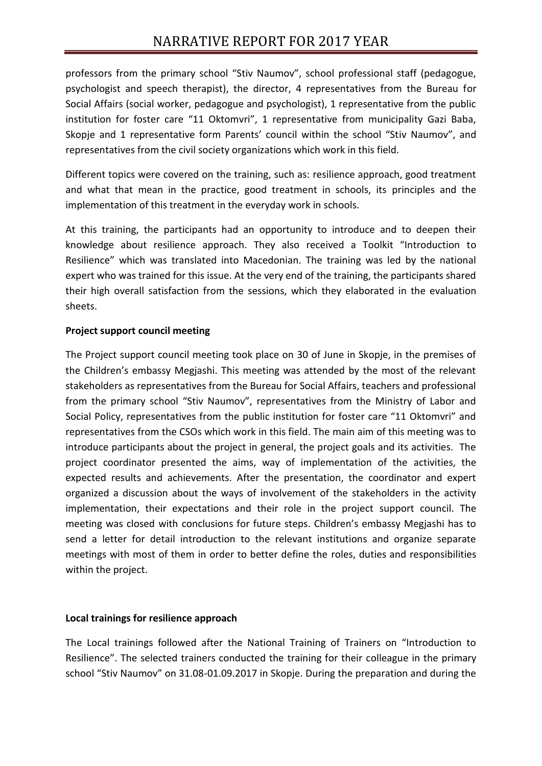professors from the primary school "Stiv Naumov", school professional staff (pedagogue, psychologist and speech therapist), the director, 4 representatives from the Bureau for Social Affairs (social worker, pedagogue and psychologist), 1 representative from the public institution for foster care "11 Oktomvri", 1 representative from municipality Gazi Baba, Skopje and 1 representative form Parents' council within the school "Stiv Naumov", and representatives from the civil society organizations which work in this field.

Different topics were covered on the training, such as: resilience approach, good treatment and what that mean in the practice, good treatment in schools, its principles and the implementation of this treatment in the everyday work in schools.

At this training, the participants had an opportunity to introduce and to deepen their knowledge about resilience approach. They also received a Toolkit "Introduction to Resilience" which was translated into Macedonian. The training was led by the national expert who was trained for this issue. At the very end of the training, the participants shared their high overall satisfaction from the sessions, which they elaborated in the evaluation sheets.

**Project support council meeting**

The Project support council meeting took place on 30 of June in Skopje, in the premises of the Children's embassy Megjashi. This meeting was attended by the most of the relevant stakeholders as representatives from the Bureau for Social Affairs, teachers and professional from the primary school "Stiv Naumov", representatives from the Ministry of Labor and Social Policy, representatives from the public institution for foster care "11 Oktomvri" and representatives from the CSOs which work in this field. The main aim of this meeting was to introduce participants about the project in general, the project goals and its activities. The project coordinator presented the aims, way of implementation of the activities, the expected results and achievements. After the presentation, the coordinator and expert organized a discussion about the ways of involvement of the stakeholders in the activity implementation, their expectations and their role in the project support council. The meeting was closed with conclusions for future steps. Children's embassy Megjashi has to send a letter for detail introduction to the relevant institutions and organize separate meetings with most of them in order to better define the roles, duties and responsibilities within the project.

**Local trainings for resilience approach**

The Local trainings followed after the National Training of Trainers on "Introduction to Resilience". The selected trainers conducted the training for their colleague in the primary school "Stiv Naumov" on 31.08-01.09.2017 in Skopje. During the preparation and during the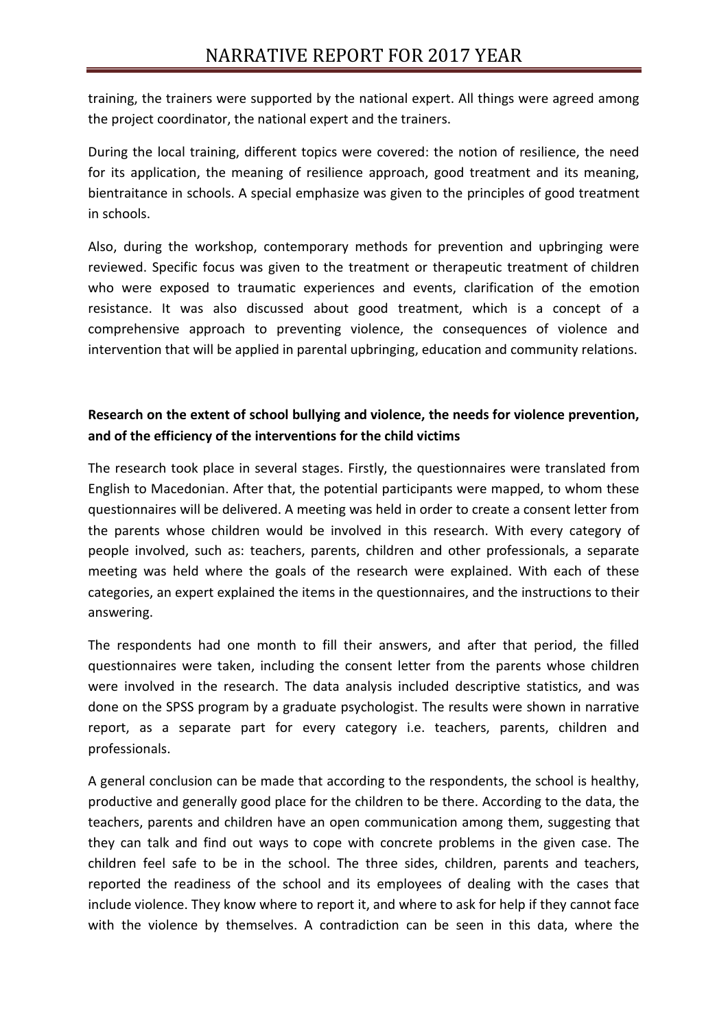training, the trainers were supported by the national expert. All things were agreed among the project coordinator, the national expert and the trainers.

During the local training, different topics were covered: the notion of resilience, the need for its application, the meaning of resilience approach, good treatment and its meaning, bientraitance in schools. A special emphasize was given to the principles of good treatment in schools.

Also, during the workshop, contemporary methods for prevention and upbringing were reviewed. Specific focus was given to the treatment or therapeutic treatment of children who were exposed to traumatic experiences and events, clarification of the emotion resistance. It was also discussed about good treatment, which is a concept of a comprehensive approach to preventing violence, the consequences of violence and intervention that will be applied in parental upbringing, education and community relations.

**Research on the extent of school bullying and violence, the needs for violence prevention, and of the efficiency of the interventions for the child victims**

The research took place in several stages. Firstly, the questionnaires were translated from English to Macedonian. After that, the potential participants were mapped, to whom these questionnaires will be delivered. A meeting was held in order to create a consent letter from the parents whose children would be involved in this research. With every category of people involved, such as: teachers, parents, children and other professionals, a separate meeting was held where the goals of the research were explained. With each of these categories, an expert explained the items in the questionnaires, and the instructions to their answering.

The respondents had one month to fill their answers, and after that period, the filled questionnaires were taken, including the consent letter from the parents whose children were involved in the research. The data analysis included descriptive statistics, and was done on the SPSS program by a graduate psychologist. The results were shown in narrative report, as a separate part for every category i.e. teachers, parents, children and professionals.

A general conclusion can be made that according to the respondents, the school is healthy, productive and generally good place for the children to be there. According to the data, the teachers, parents and children have an open communication among them, suggesting that they can talk and find out ways to cope with concrete problems in the given case. The children feel safe to be in the school. The three sides, children, parents and teachers, reported the readiness of the school and its employees of dealing with the cases that include violence. They know where to report it, and where to ask for help if they cannot face with the violence by themselves. A contradiction can be seen in this data, where the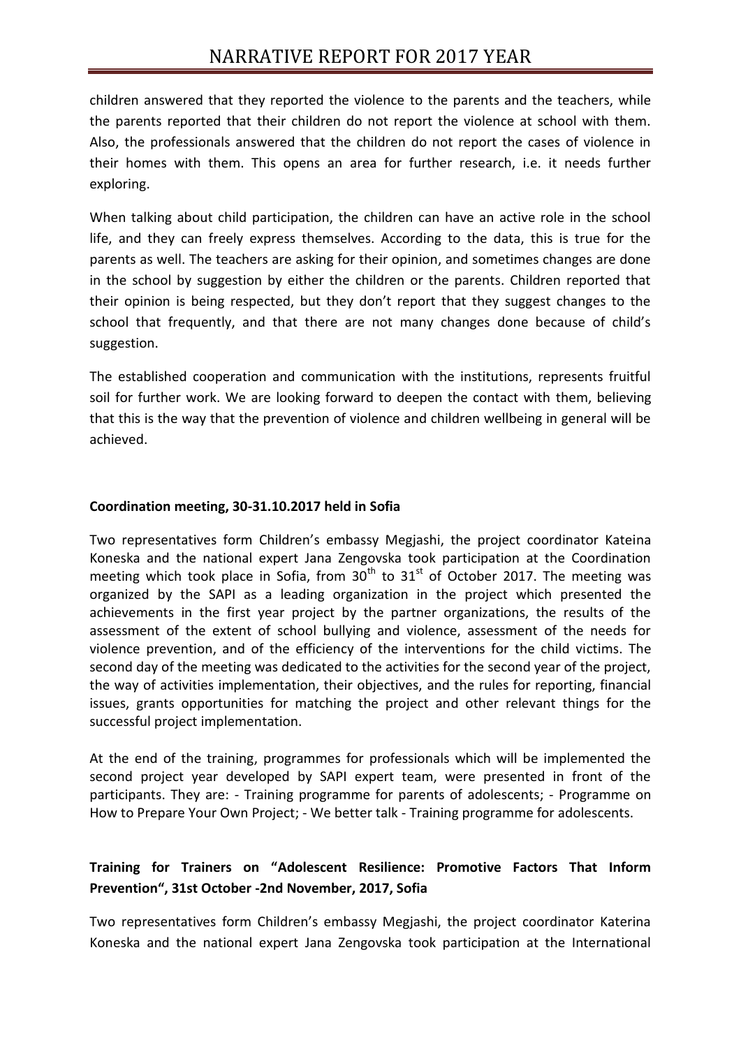children answered that they reported the violence to the parents and the teachers, while the parents reported that their children do not report the violence at school with them. Also, the professionals answered that the children do not report the cases of violence in their homes with them. This opens an area for further research, i.e. it needs further exploring.

When talking about child participation, the children can have an active role in the school life, and they can freely express themselves. According to the data, this is true for the parents as well. The teachers are asking for their opinion, and sometimes changes are done in the school by suggestion by either the children or the parents. Children reported that their opinion is being respected, but they don't report that they suggest changes to the school that frequently, and that there are not many changes done because of child's suggestion.

The established cooperation and communication with the institutions, represents fruitful soil for further work. We are looking forward to deepen the contact with them, believing that this is the way that the prevention of violence and children wellbeing in general will be achieved.

**Coordination meeting, 30-31.10.2017 held in Sofia**

Two representatives form Children's embassy Megjashi, the project coordinator Kateina Koneska and the national expert Jana Zengovska took participation at the Coordination meeting which took place in Sofia, from 30[th] to 31[st] of October 2017. The meeting was organized by the SAPI as a leading organization in the project which presented the achievements in the first year project by the partner organizations, the results of the assessment of the extent of school bullying and violence, assessment of the needs for violence prevention, and of the efficiency of the interventions for the child victims. The second day of the meeting was dedicated to the activities for the second year of the project, the way of activities implementation, their objectives, and the rules for reporting, financial issues, grants opportunities for matching the project and other relevant things for the successful project implementation.

At the end of the training, programmes for professionals which will be implemented the second project year developed by SAPI expert team, were presented in front of the participants. They are: - Training programme for parents of adolescents; - Programme on How to Prepare Your Own Project; - We better talk - Training programme for adolescents.

**Training for Trainers on "Adolescent Resilience: Promotive Factors That Inform Prevention", 31st October -2nd November, 2017, Sofia**

Two representatives form Children's embassy Megjashi, the project coordinator Katerina Koneska and the national expert Jana Zengovska took participation at the International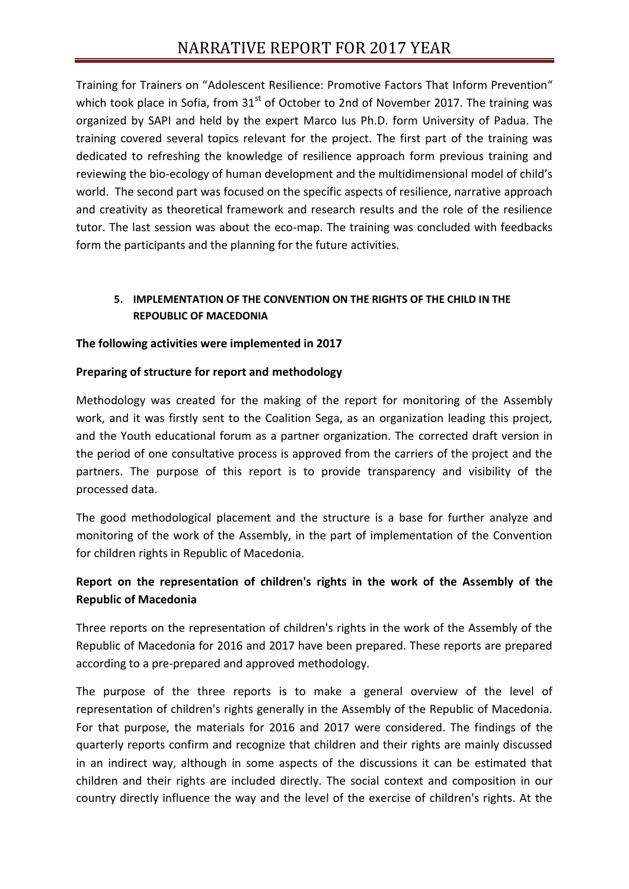Training for Trainers on "Adolescent Resilience: Promotive Factors That Inform Prevention" which took place in Sofia, from 31[st] of October to 2nd of November 2017. The training was organized by SAPI and held by the expert Marco Ius Ph.D. form University of Padua. The training covered several topics relevant for the project. The first part of the training was dedicated to refreshing the knowledge of resilience approach form previous training and reviewing the bio-ecology of human development and the multidimensional model of child's world. The second part was focused on the specific aspects of resilience, narrative approach and creativity as theoretical framework and research results and the role of the resilience tutor. The last session was about the eco-map. The training was concluded with feedbacks form the participants and the planning for the future activities.

## 5. IMPLEMENTATION OF THE CONVENTION ON THE RIGHTS OF THE CHILD IN THE REPOUBLIC OF MACEDONIA

**The following activities were implemented in 2017**

**Preparing of structure for report and methodology**

Methodology was created for the making of the report for monitoring of the Assembly work, and it was firstly sent to the Coalition Sega, as an organization leading this project, and the Youth educational forum as a partner organization. The corrected draft version in the period of one consultative process is approved from the carriers of the project and the partners. The purpose of this report is to provide transparency and visibility of the processed data.

The good methodological placement and the structure is a base for further analyze and monitoring of the work of the Assembly, in the part of implementation of the Convention for children rights in Republic of Macedonia.

**Report on the representation of children's rights in the work of the Assembly of the Republic of Macedonia**

Three reports on the representation of children's rights in the work of the Assembly of the Republic of Macedonia for 2016 and 2017 have been prepared. These reports are prepared according to a pre-prepared and approved methodology.

The purpose of the three reports is to make a general overview of the level of representation of children's rights generally in the Assembly of the Republic of Macedonia. For that purpose, the materials for 2016 and 2017 were considered. The findings of the quarterly reports confirm and recognize that children and their rights are mainly discussed in an indirect way, although in some aspects of the discussions it can be estimated that children and their rights are included directly. The social context and composition in our country directly influence the way and the level of the exercise of children's rights. At the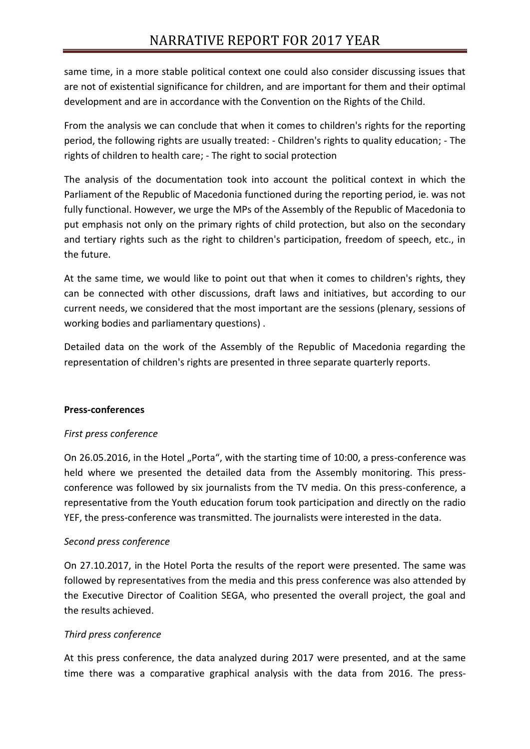same time, in a more stable political context one could also consider discussing issues that are not of existential significance for children, and are important for them and their optimal development and are in accordance with the Convention on the Rights of the Child.

From the analysis we can conclude that when it comes to children's rights for the reporting period, the following rights are usually treated: - Children's rights to quality education; - The rights of children to health care; - The right to social protection

The analysis of the documentation took into account the political context in which the Parliament of the Republic of Macedonia functioned during the reporting period, ie. was not fully functional. However, we urge the MPs of the Assembly of the Republic of Macedonia to put emphasis not only on the primary rights of child protection, but also on the secondary and tertiary rights such as the right to children's participation, freedom of speech, etc., in the future.

At the same time, we would like to point out that when it comes to children's rights, they can be connected with other discussions, draft laws and initiatives, but according to our current needs, we considered that the most important are the sessions (plenary, sessions of working bodies and parliamentary questions) .

Detailed data on the work of the Assembly of the Republic of Macedonia regarding the representation of children's rights are presented in three separate quarterly reports.

**Press-conferences**

*First press conference*

On 26.05.2016, in the Hotel „Porta", with the starting time of 10:00, a press-conference was held where we presented the detailed data from the Assembly monitoring. This press-conference was followed by six journalists from the TV media. On this press-conference, a representative from the Youth education forum took participation and directly on the radio YEF, the press-conference was transmitted. The journalists were interested in the data.

*Second press conference*

On 27.10.2017, in the Hotel Porta the results of the report were presented. The same was followed by representatives from the media and this press conference was also attended by the Executive Director of Coalition SEGA, who presented the overall project, the goal and the results achieved.

*Third press conference*

At this press conference, the data analyzed during 2017 were presented, and at the same time there was a comparative graphical analysis with the data from 2016. The press-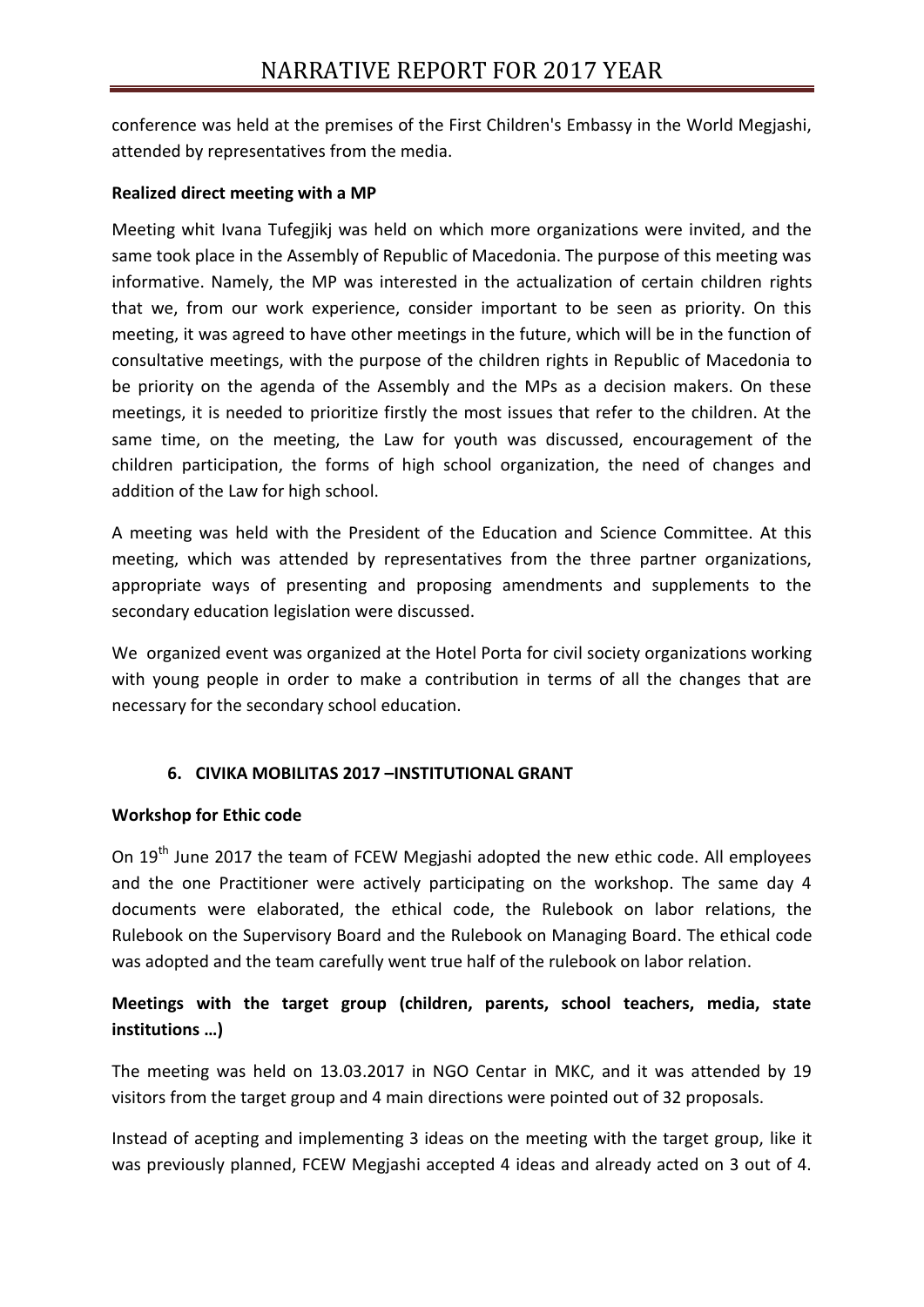conference was held at the premises of the First Children's Embassy in the World Megjashi, attended by representatives from the media.

**Realized direct meeting with a MP**

Meeting whit Ivana Tufegjikj was held on which more organizations were invited, and the same took place in the Assembly of Republic of Macedonia. The purpose of this meeting was informative. Namely, the MP was interested in the actualization of certain children rights that we, from our work experience, consider important to be seen as priority. On this meeting, it was agreed to have other meetings in the future, which will be in the function of consultative meetings, with the purpose of the children rights in Republic of Macedonia to be priority on the agenda of the Assembly and the MPs as a decision makers. On these meetings, it is needed to prioritize firstly the most issues that refer to the children. At the same time, on the meeting, the Law for youth was discussed, encouragement of the children participation, the forms of high school organization, the need of changes and addition of the Law for high school.

A meeting was held with the President of the Education and Science Committee. At this meeting, which was attended by representatives from the three partner organizations, appropriate ways of presenting and proposing amendments and supplements to the secondary education legislation were discussed.

We organized event was organized at the Hotel Porta for civil society organizations working with young people in order to make a contribution in terms of all the changes that are necessary for the secondary school education.

## 6. CIVIKA MOBILITAS 2017 –INSTITUTIONAL GRANT

**Workshop for Ethic code**

On 19th June 2017 the team of FCEW Megjashi adopted the new ethic code. All employees and the one Practitioner were actively participating on the workshop. The same day 4 documents were elaborated, the ethical code, the Rulebook on labor relations, the Rulebook on the Supervisory Board and the Rulebook on Managing Board. The ethical code was adopted and the team carefully went true half of the rulebook on labor relation.

**Meetings with the target group (children, parents, school teachers, media, state institutions …)**

The meeting was held on 13.03.2017 in NGO Centar in MKC, and it was attended by 19 visitors from the target group and 4 main directions were pointed out of 32 proposals.

Instead of acepting and implementing 3 ideas on the meeting with the target group, like it was previously planned, FCEW Megjashi accepted 4 ideas and already acted on 3 out of 4.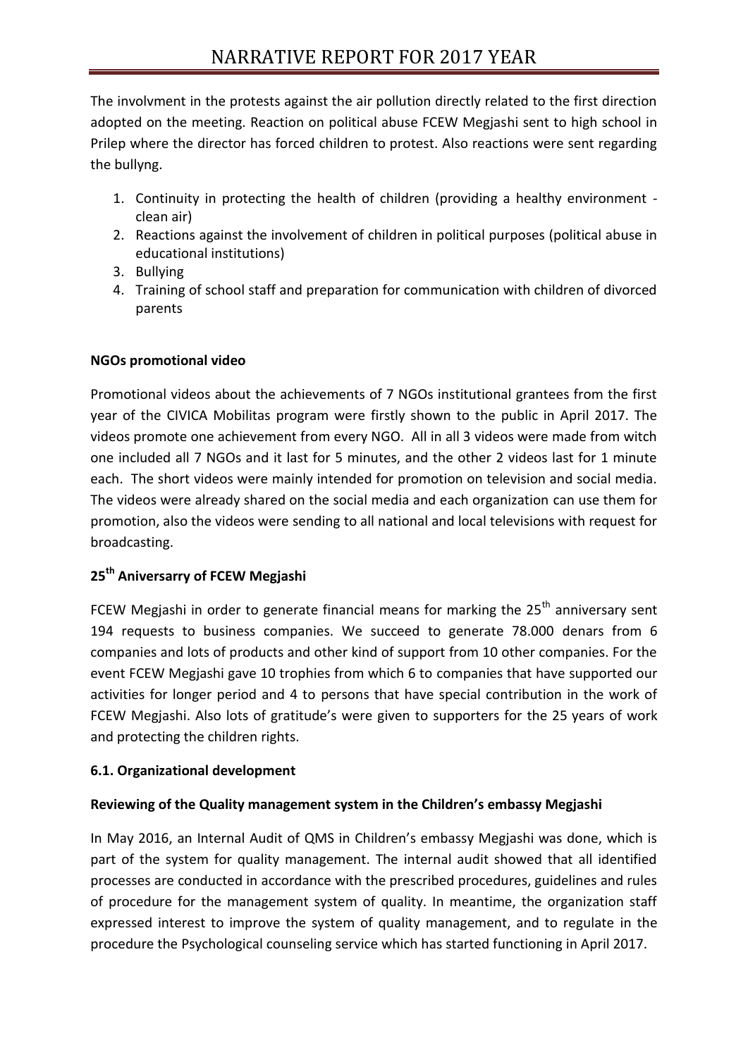The involvment in the protests against the air pollution directly related to the first direction adopted on the meeting. Reaction on political abuse FCEW Megjashi sent to high school in Prilep where the director has forced children to protest. Also reactions were sent regarding the bullyng.

1. Continuity in protecting the health of children (providing a healthy environment - clean air)
2. Reactions against the involvement of children in political purposes (political abuse in educational institutions)
3. Bullying
4. Training of school staff and preparation for communication with children of divorced parents

**NGOs promotional video**

Promotional videos about the achievements of 7 NGOs institutional grantees from the first year of the CIVICA Mobilitas program were firstly shown to the public in April 2017. The videos promote one achievement from every NGO. All in all 3 videos were made from witch one included all 7 NGOs and it last for 5 minutes, and the other 2 videos last for 1 minute each. The short videos were mainly intended for promotion on television and social media. The videos were already shared on the social media and each organization can use them for promotion, also the videos were sending to all national and local televisions with request for broadcasting.

**25th Aniversarry of FCEW Megjashi**

FCEW Megjashi in order to generate financial means for marking the 25th anniversary sent 194 requests to business companies. We succeed to generate 78.000 denars from 6 companies and lots of products and other kind of support from 10 other companies. For the event FCEW Megjashi gave 10 trophies from which 6 to companies that have supported our activities for longer period and 4 to persons that have special contribution in the work of FCEW Megjashi. Also lots of gratitude's were given to supporters for the 25 years of work and protecting the children rights.

**6.1. Organizational development**

**Reviewing of the Quality management system in the Children's embassy Megjashi**

In May 2016, an Internal Audit of QMS in Children's embassy Megjashi was done, which is part of the system for quality management. The internal audit showed that all identified processes are conducted in accordance with the prescribed procedures, guidelines and rules of procedure for the management system of quality. In meantime, the organization staff expressed interest to improve the system of quality management, and to regulate in the procedure the Psychological counseling service which has started functioning in April 2017.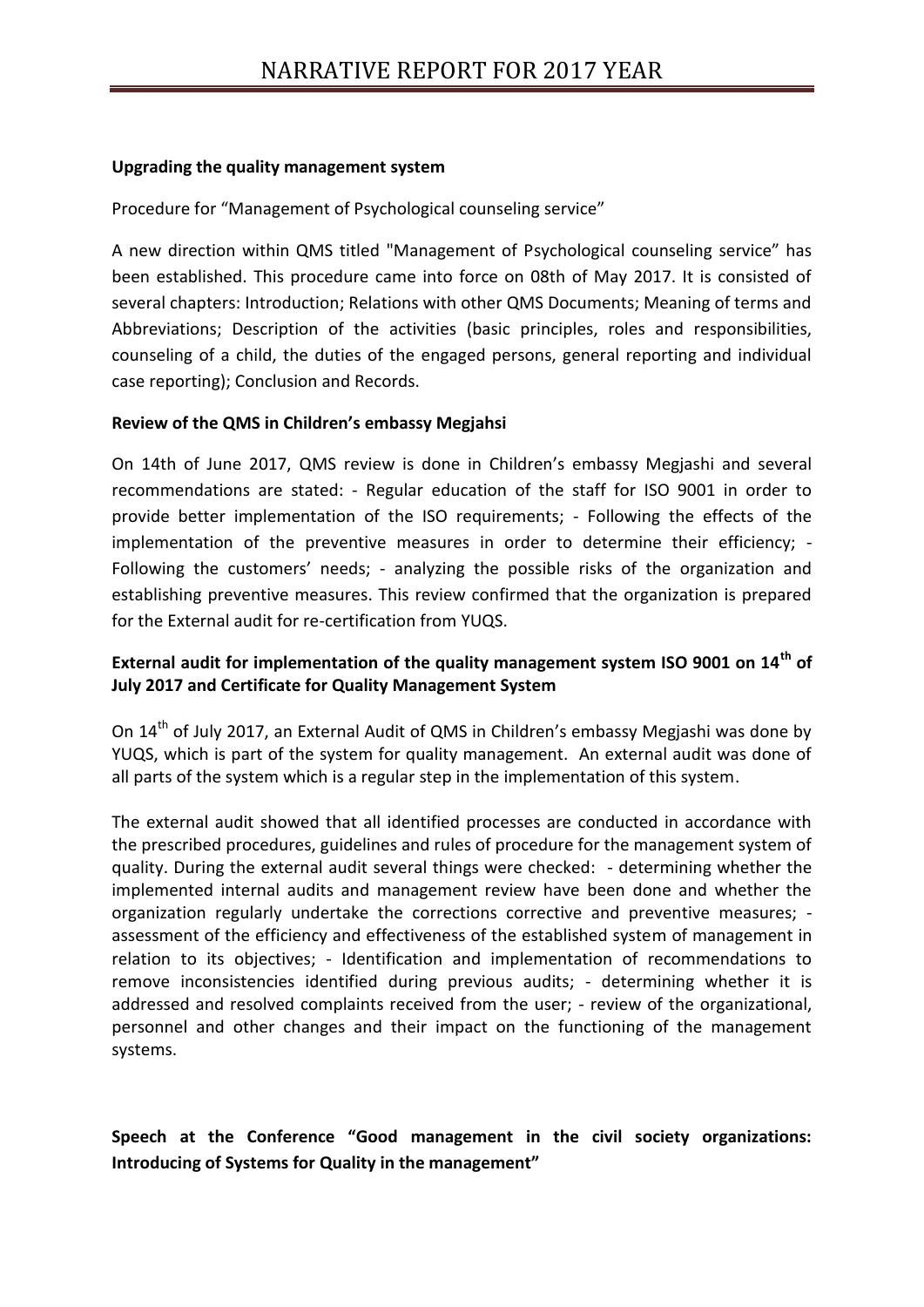**Upgrading the quality management system**

Procedure for "Management of Psychological counseling service"

A new direction within QMS titled "Management of Psychological counseling service" has been established. This procedure came into force on 08th of May 2017. It is consisted of several chapters: Introduction; Relations with other QMS Documents; Meaning of terms and Abbreviations; Description of the activities (basic principles, roles and responsibilities, counseling of a child, the duties of the engaged persons, general reporting and individual case reporting); Conclusion and Records.

**Review of the QMS in Children's embassy Megjahsi**

On 14th of June 2017, QMS review is done in Children's embassy Megjashi and several recommendations are stated: - Regular education of the staff for ISO 9001 in order to provide better implementation of the ISO requirements; - Following the effects of the implementation of the preventive measures in order to determine their efficiency; - Following the customers' needs; - analyzing the possible risks of the organization and establishing preventive measures. This review confirmed that the organization is prepared for the External audit for re-certification from YUQS.

**External audit for implementation of the quality management system ISO 9001 on 14th of July 2017 and Certificate for Quality Management System**

On 14th of July 2017, an External Audit of QMS in Children's embassy Megjashi was done by YUQS, which is part of the system for quality management. An external audit was done of all parts of the system which is a regular step in the implementation of this system.

The external audit showed that all identified processes are conducted in accordance with the prescribed procedures, guidelines and rules of procedure for the management system of quality. During the external audit several things were checked: - determining whether the implemented internal audits and management review have been done and whether the organization regularly undertake the corrections corrective and preventive measures; - assessment of the efficiency and effectiveness of the established system of management in relation to its objectives; - Identification and implementation of recommendations to remove inconsistencies identified during previous audits; - determining whether it is addressed and resolved complaints received from the user; - review of the organizational, personnel and other changes and their impact on the functioning of the management systems.

**Speech at the Conference "Good management in the civil society organizations: Introducing of Systems for Quality in the management"**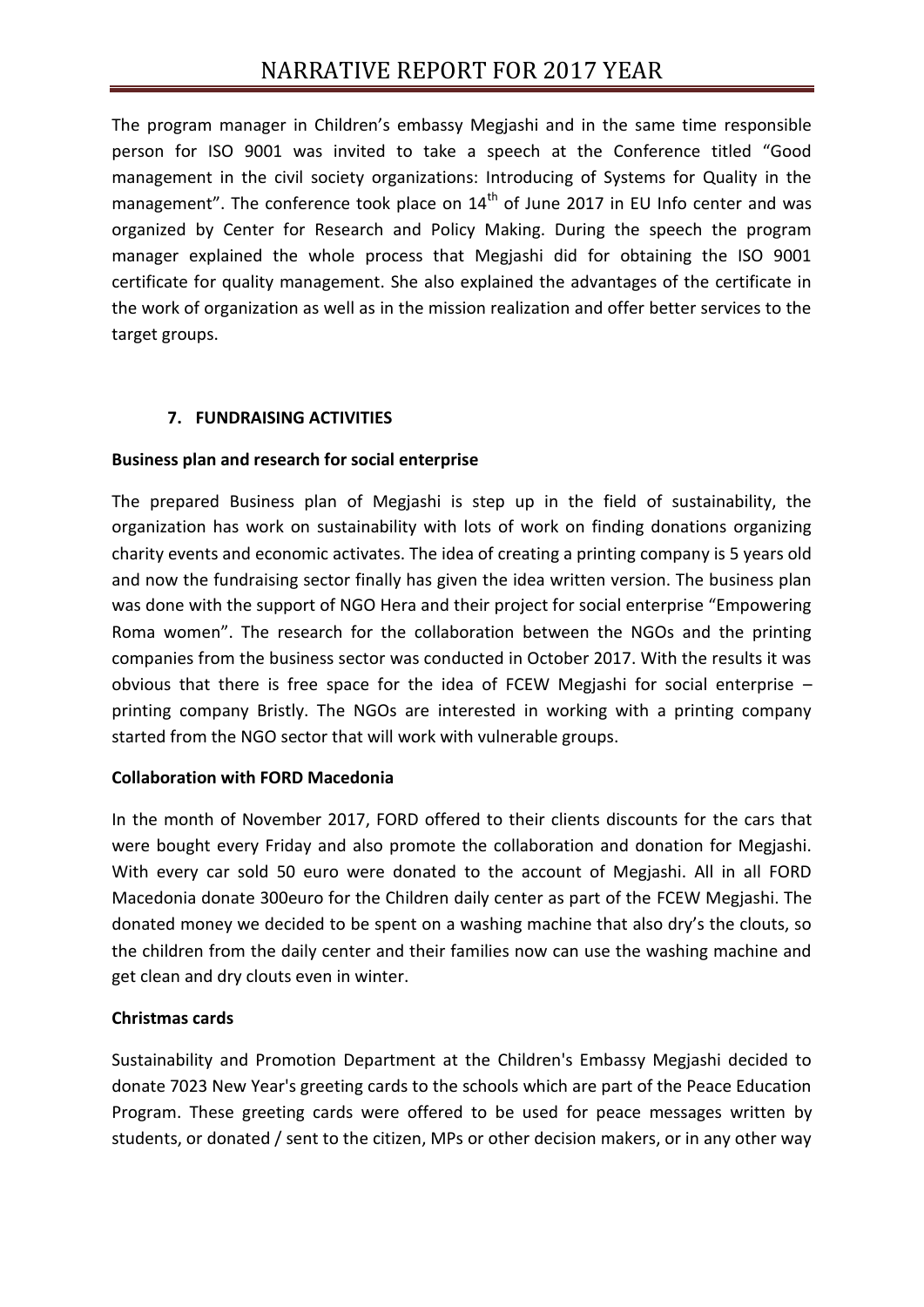The program manager in Children's embassy Megjashi and in the same time responsible person for ISO 9001 was invited to take a speech at the Conference titled "Good management in the civil society organizations: Introducing of Systems for Quality in the management". The conference took place on 14th of June 2017 in EU Info center and was organized by Center for Research and Policy Making. During the speech the program manager explained the whole process that Megjashi did for obtaining the ISO 9001 certificate for quality management. She also explained the advantages of the certificate in the work of organization as well as in the mission realization and offer better services to the target groups.

### 7. FUNDRAISING ACTIVITIES

**Business plan and research for social enterprise**

The prepared Business plan of Megjashi is step up in the field of sustainability, the organization has work on sustainability with lots of work on finding donations organizing charity events and economic activates. The idea of creating a printing company is 5 years old and now the fundraising sector finally has given the idea written version. The business plan was done with the support of NGO Hera and their project for social enterprise "Empowering Roma women". The research for the collaboration between the NGOs and the printing companies from the business sector was conducted in October 2017. With the results it was obvious that there is free space for the idea of FCEW Megjashi for social enterprise – printing company Bristly. The NGOs are interested in working with a printing company started from the NGO sector that will work with vulnerable groups.

**Collaboration with FORD Macedonia**

In the month of November 2017, FORD offered to their clients discounts for the cars that were bought every Friday and also promote the collaboration and donation for Megjashi. With every car sold 50 euro were donated to the account of Megjashi. All in all FORD Macedonia donate 300euro for the Children daily center as part of the FCEW Megjashi. The donated money we decided to be spent on a washing machine that also dry's the clouts, so the children from the daily center and their families now can use the washing machine and get clean and dry clouts even in winter.

**Christmas cards**

Sustainability and Promotion Department at the Children's Embassy Megjashi decided to donate 7023 New Year's greeting cards to the schools which are part of the Peace Education Program. These greeting cards were offered to be used for peace messages written by students, or donated / sent to the citizen, MPs or other decision makers, or in any other way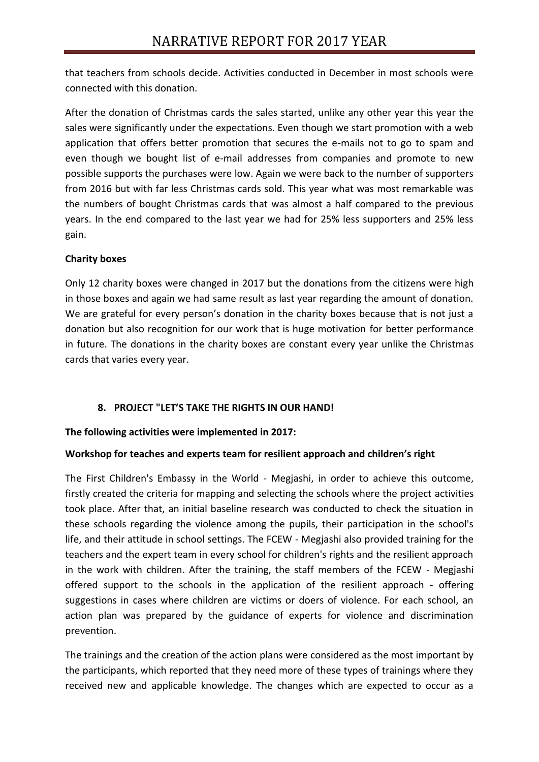that teachers from schools decide. Activities conducted in December in most schools were connected with this donation.

After the donation of Christmas cards the sales started, unlike any other year this year the sales were significantly under the expectations. Even though we start promotion with a web application that offers better promotion that secures the e-mails not to go to spam and even though we bought list of e-mail addresses from companies and promote to new possible supports the purchases were low. Again we were back to the number of supporters from 2016 but with far less Christmas cards sold. This year what was most remarkable was the numbers of bought Christmas cards that was almost a half compared to the previous years. In the end compared to the last year we had for 25% less supporters and 25% less gain.

**Charity boxes**

Only 12 charity boxes were changed in 2017 but the donations from the citizens were high in those boxes and again we had same result as last year regarding the amount of donation. We are grateful for every person's donation in the charity boxes because that is not just a donation but also recognition for our work that is huge motivation for better performance in future. The donations in the charity boxes are constant every year unlike the Christmas cards that varies every year.

## 8. PROJECT "LET'S TAKE THE RIGHTS IN OUR HAND!

**The following activities were implemented in 2017:**

**Workshop for teaches and experts team for resilient approach and children's right**

The First Children's Embassy in the World - Megjashi, in order to achieve this outcome, firstly created the criteria for mapping and selecting the schools where the project activities took place. After that, an initial baseline research was conducted to check the situation in these schools regarding the violence among the pupils, their participation in the school's life, and their attitude in school settings. The FCEW - Megjashi also provided training for the teachers and the expert team in every school for children's rights and the resilient approach in the work with children. After the training, the staff members of the FCEW - Megjashi offered support to the schools in the application of the resilient approach - offering suggestions in cases where children are victims or doers of violence. For each school, an action plan was prepared by the guidance of experts for violence and discrimination prevention.

The trainings and the creation of the action plans were considered as the most important by the participants, which reported that they need more of these types of trainings where they received new and applicable knowledge. The changes which are expected to occur as a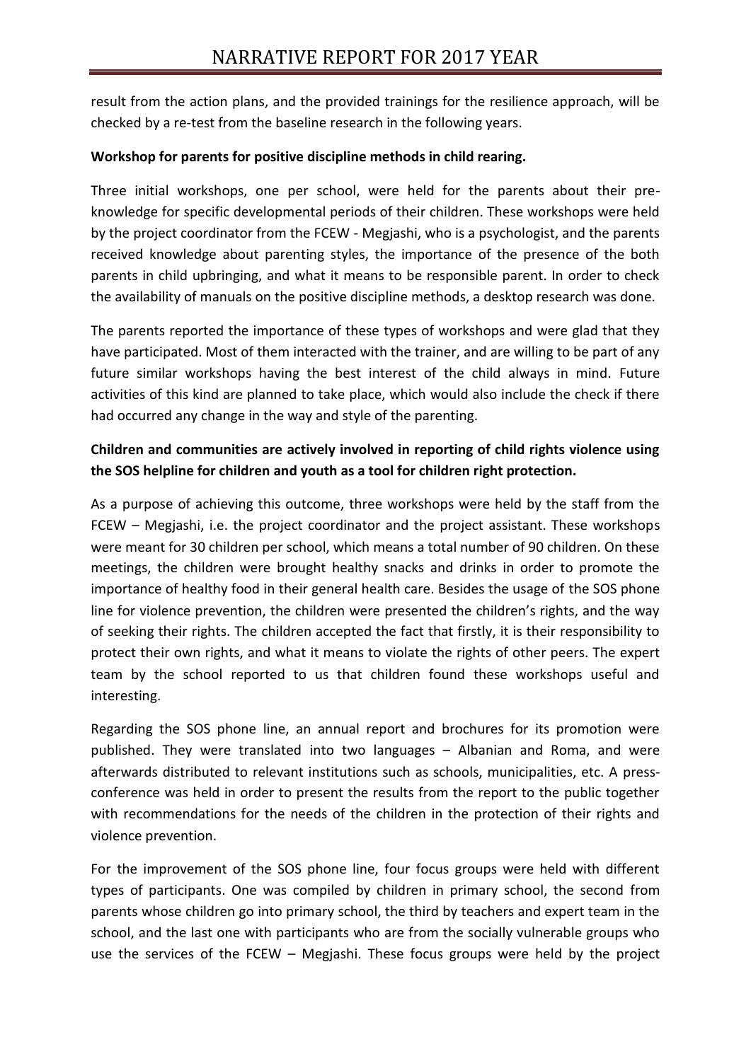result from the action plans, and the provided trainings for the resilience approach, will be checked by a re-test from the baseline research in the following years.

**Workshop for parents for positive discipline methods in child rearing.**

Three initial workshops, one per school, were held for the parents about their pre-knowledge for specific developmental periods of their children. These workshops were held by the project coordinator from the FCEW - Megjashi, who is a psychologist, and the parents received knowledge about parenting styles, the importance of the presence of the both parents in child upbringing, and what it means to be responsible parent. In order to check the availability of manuals on the positive discipline methods, a desktop research was done.

The parents reported the importance of these types of workshops and were glad that they have participated. Most of them interacted with the trainer, and are willing to be part of any future similar workshops having the best interest of the child always in mind. Future activities of this kind are planned to take place, which would also include the check if there had occurred any change in the way and style of the parenting.

**Children and communities are actively involved in reporting of child rights violence using the SOS helpline for children and youth as a tool for children right protection.**

As a purpose of achieving this outcome, three workshops were held by the staff from the FCEW – Megjashi, i.e. the project coordinator and the project assistant. These workshops were meant for 30 children per school, which means a total number of 90 children. On these meetings, the children were brought healthy snacks and drinks in order to promote the importance of healthy food in their general health care. Besides the usage of the SOS phone line for violence prevention, the children were presented the children's rights, and the way of seeking their rights. The children accepted the fact that firstly, it is their responsibility to protect their own rights, and what it means to violate the rights of other peers. The expert team by the school reported to us that children found these workshops useful and interesting.

Regarding the SOS phone line, an annual report and brochures for its promotion were published. They were translated into two languages – Albanian and Roma, and were afterwards distributed to relevant institutions such as schools, municipalities, etc. A press-conference was held in order to present the results from the report to the public together with recommendations for the needs of the children in the protection of their rights and violence prevention.

For the improvement of the SOS phone line, four focus groups were held with different types of participants. One was compiled by children in primary school, the second from parents whose children go into primary school, the third by teachers and expert team in the school, and the last one with participants who are from the socially vulnerable groups who use the services of the FCEW – Megjashi. These focus groups were held by the project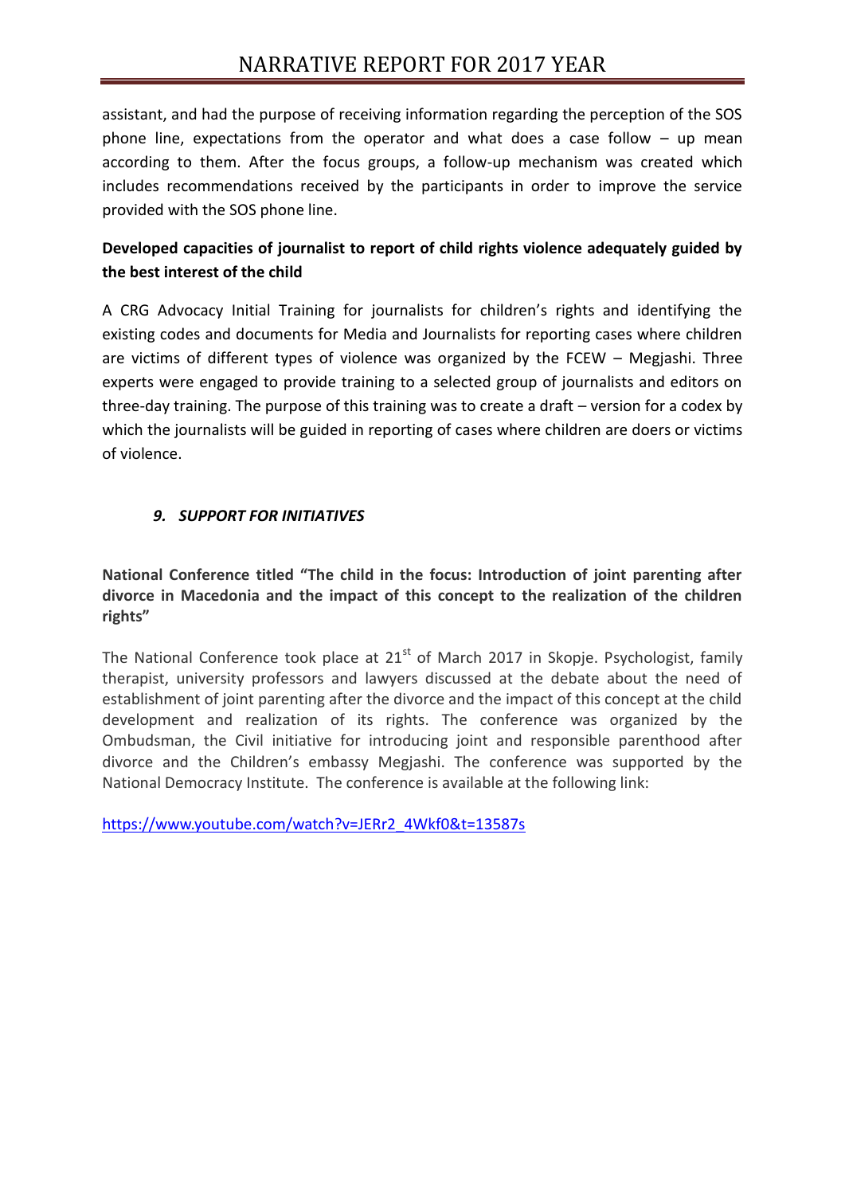assistant, and had the purpose of receiving information regarding the perception of the SOS phone line, expectations from the operator and what does a case follow – up mean according to them. After the focus groups, a follow-up mechanism was created which includes recommendations received by the participants in order to improve the service provided with the SOS phone line.

**Developed capacities of journalist to report of child rights violence adequately guided by the best interest of the child**

A CRG Advocacy Initial Training for journalists for children's rights and identifying the existing codes and documents for Media and Journalists for reporting cases where children are victims of different types of violence was organized by the FCEW – Megjashi. Three experts were engaged to provide training to a selected group of journalists and editors on three-day training. The purpose of this training was to create a draft – version for a codex by which the journalists will be guided in reporting of cases where children are doers or victims of violence.

## *9. SUPPORT FOR INITIATIVES*

**National Conference titled "The child in the focus: Introduction of joint parenting after divorce in Macedonia and the impact of this concept to the realization of the children rights"**

The National Conference took place at 21st of March 2017 in Skopje. Psychologist, family therapist, university professors and lawyers discussed at the debate about the need of establishment of joint parenting after the divorce and the impact of this concept at the child development and realization of its rights. The conference was organized by the Ombudsman, the Civil initiative for introducing joint and responsible parenthood after divorce and the Children's embassy Megjashi. The conference was supported by the National Democracy Institute. The conference is available at the following link:

https://www.youtube.com/watch?v=JERr2_4Wkf0&t=13587s